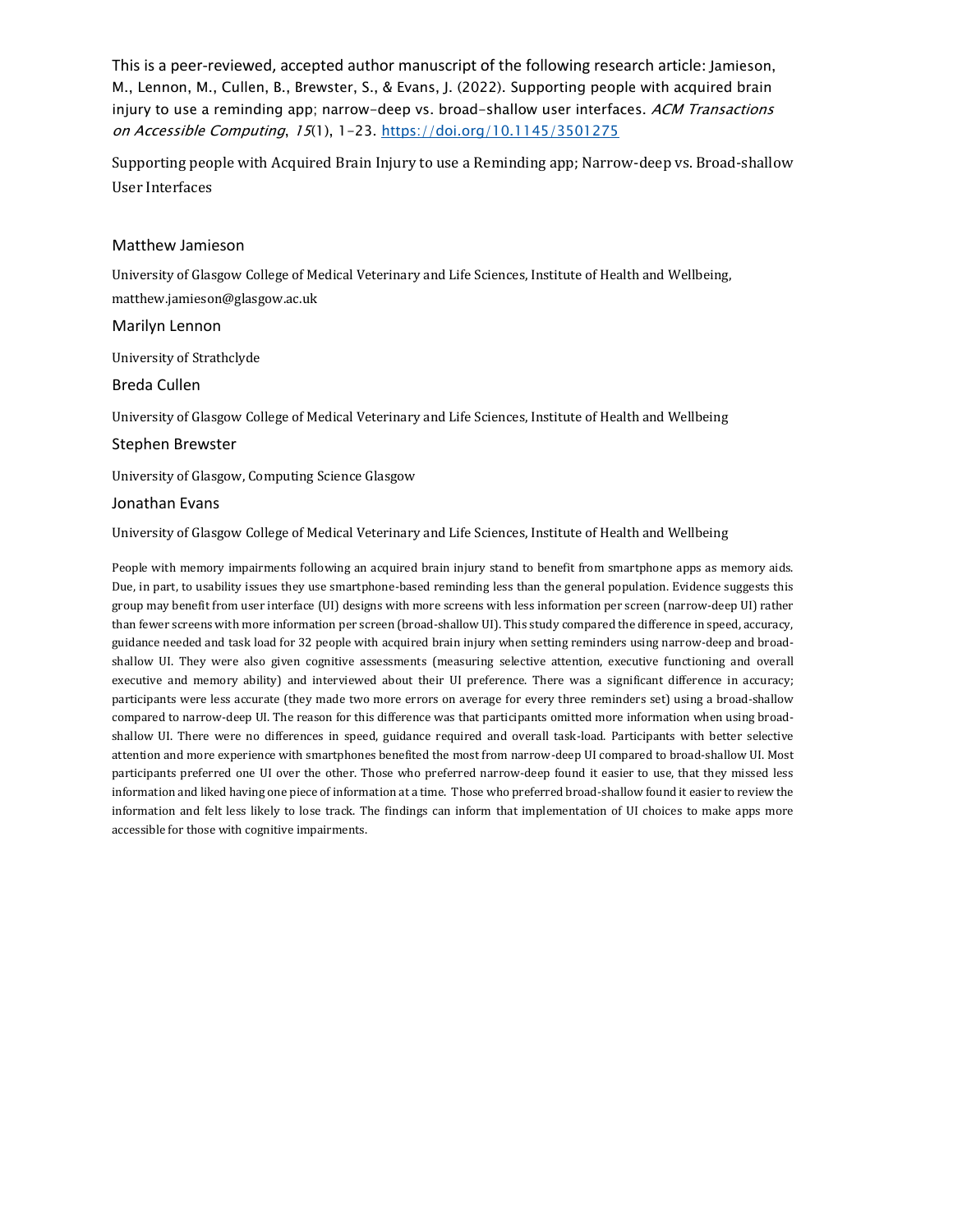This is a peer-reviewed, accepted author manuscript of the following research article: Jamieson, M., Lennon, M., Cullen, B., Brewster, S., & Evans, J. (2022). Supporting people with acquired brain injury to use a reminding app; narrow-deep vs. broad-shallow user interfaces. *ACM Transactions on Accessible Computing*, *15*(1), 1-23. https://doi.org/10.1145/3501275

# Supporting people with Acquired Brain Injury to use a Reminding app; Narrow-deep vs. Broad-shallow User Interfaces

## Matthew Jamieson

University of Glasgow College of Medical Veterinary and Life Sciences, Institute of Health and Wellbeing, matthew.jamieson@glasgow.ac.uk

## Marilyn Lennon

University of Strathclyde

## Breda Cullen

University of Glasgow College of Medical Veterinary and Life Sciences, Institute of Health and Wellbeing

## Stephen Brewster

University of Glasgow, Computing Science Glasgow

## Jonathan Evans

University of Glasgow College of Medical Veterinary and Life Sciences, Institute of Health and Wellbeing

People with memory impairments following an acquired brain injury stand to benefit from smartphone apps as memory aids. Due, in part, to usability issues they use smartphone-based reminding less than the general population. Evidence suggests this group may benefit from user interface (UI) designs with more screens with less information per screen (narrow-deep UI) rather than fewer screens with more information per screen (broad-shallow UI). This study compared the difference in speed, accuracy, guidance needed and task load for 32 people with acquired brain injury when setting reminders using narrow-deep and broad-shallow UI. They were also given cognitive assessments (measuring selective attention, executive functioning and overall executive and memory ability) and interviewed about their UI preference. There was a significant difference in accuracy; participants were less accurate (they made two more errors on average for every three reminders set) using a broad-shallow compared to narrow-deep UI. The reason for this difference was that participants omitted more information when using broad-shallow UI. There were no differences in speed, guidance required and overall task-load. Participants with better selective attention and more experience with smartphones benefited the most from narrow-deep UI compared to broad-shallow UI. Most participants preferred one UI over the other. Those who preferred narrow-deep found it easier to use, that they missed less information and liked having one piece of information at a time. Those who preferred broad-shallow found it easier to review the information and felt less likely to lose track. The findings can inform that implementation of UI choices to make apps more accessible for those with cognitive impairments.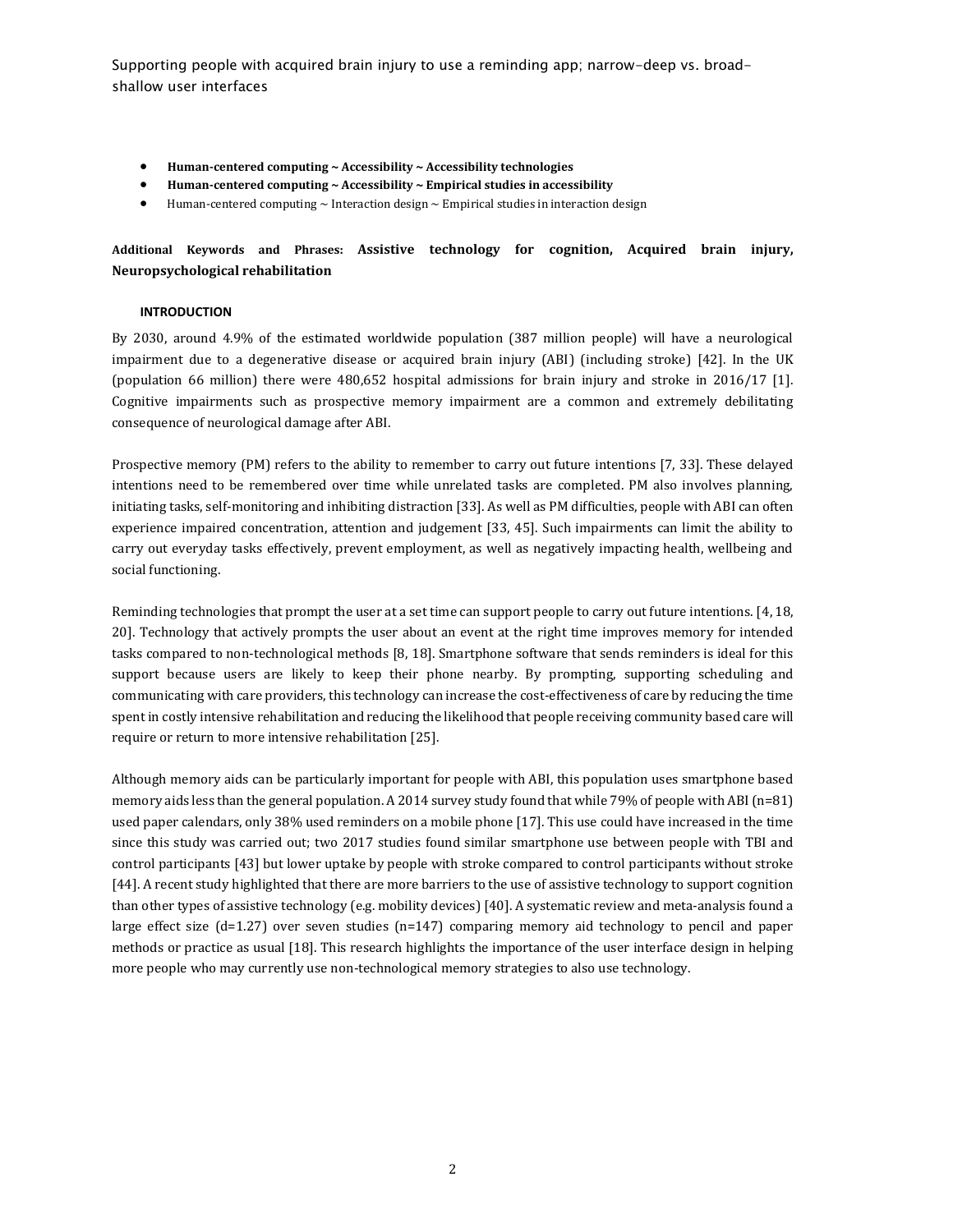- **Human-centered computing ~ Accessibility ~ Accessibility technologies**
- **Human-centered computing ~ Accessibility ~ Empirical studies in accessibility**
- Human-centered computing ~ Interaction design ~ Empirical studies in interaction design

**Additional Keywords and Phrases: Assistive technology for cognition, Acquired brain injury, Neuropsychological rehabilitation**

## INTRODUCTION

By 2030, around 4.9% of the estimated worldwide population (387 million people) will have a neurological impairment due to a degenerative disease or acquired brain injury (ABI) (including stroke) [42]. In the UK (population 66 million) there were 480,652 hospital admissions for brain injury and stroke in 2016/17 [1]. Cognitive impairments such as prospective memory impairment are a common and extremely debilitating consequence of neurological damage after ABI.

Prospective memory (PM) refers to the ability to remember to carry out future intentions [7, 33]. These delayed intentions need to be remembered over time while unrelated tasks are completed. PM also involves planning, initiating tasks, self-monitoring and inhibiting distraction [33]. As well as PM difficulties, people with ABI can often experience impaired concentration, attention and judgement [33, 45]. Such impairments can limit the ability to carry out everyday tasks effectively, prevent employment, as well as negatively impacting health, wellbeing and social functioning.

Reminding technologies that prompt the user at a set time can support people to carry out future intentions. [4, 18, 20]. Technology that actively prompts the user about an event at the right time improves memory for intended tasks compared to non-technological methods [8, 18]. Smartphone software that sends reminders is ideal for this support because users are likely to keep their phone nearby. By prompting, supporting scheduling and communicating with care providers, this technology can increase the cost-effectiveness of care by reducing the time spent in costly intensive rehabilitation and reducing the likelihood that people receiving community based care will require or return to more intensive rehabilitation [25].

Although memory aids can be particularly important for people with ABI, this population uses smartphone based memory aids less than the general population. A 2014 survey study found that while 79% of people with ABI (n=81) used paper calendars, only 38% used reminders on a mobile phone [17]. This use could have increased in the time since this study was carried out; two 2017 studies found similar smartphone use between people with TBI and control participants [43] but lower uptake by people with stroke compared to control participants without stroke [44]. A recent study highlighted that there are more barriers to the use of assistive technology to support cognition than other types of assistive technology (e.g. mobility devices) [40]. A systematic review and meta-analysis found a large effect size (d=1.27) over seven studies (n=147) comparing memory aid technology to pencil and paper methods or practice as usual [18]. This research highlights the importance of the user interface design in helping more people who may currently use non-technological memory strategies to also use technology.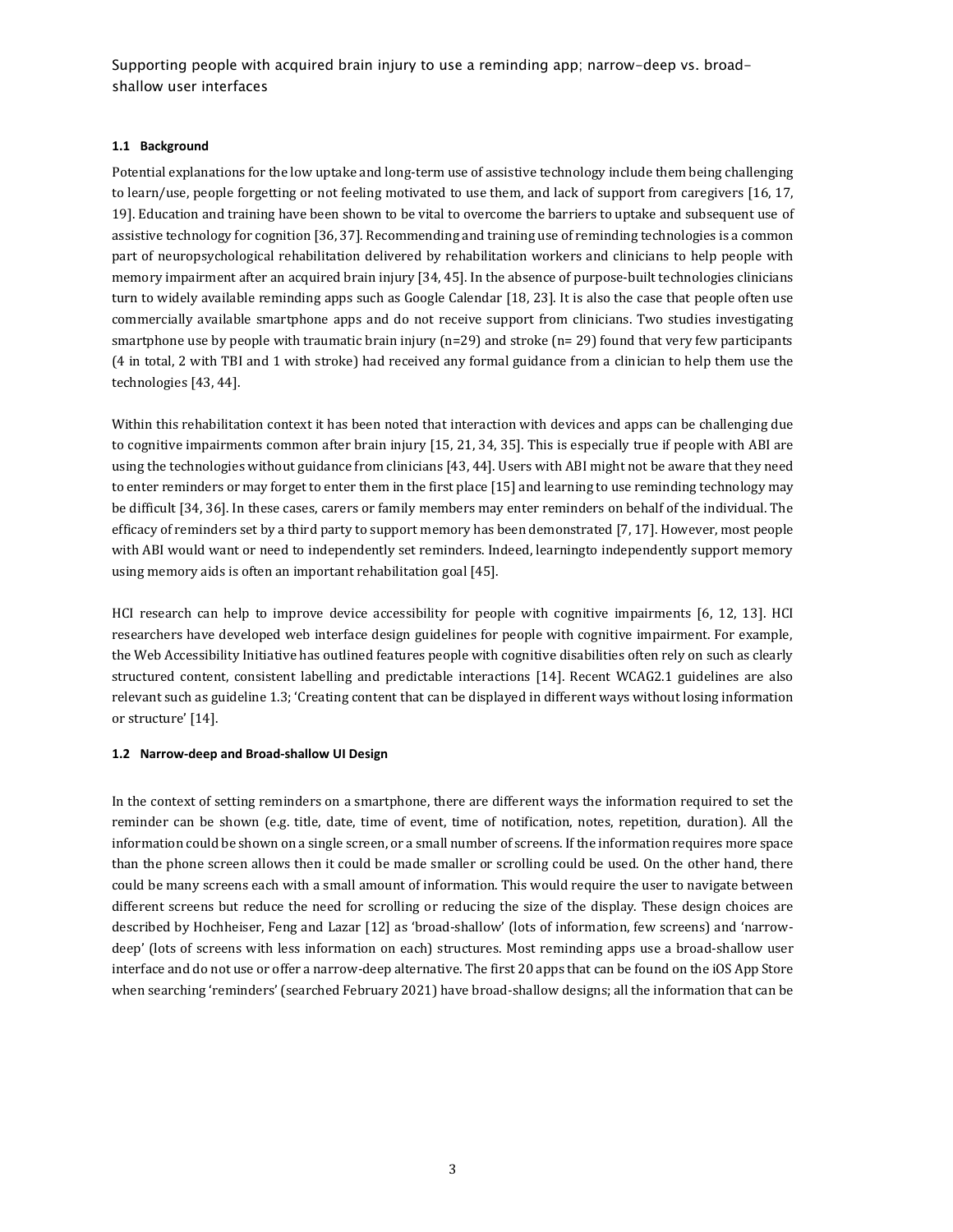### 1.1 Background

Potential explanations for the low uptake and long-term use of assistive technology include them being challenging to learn/use, people forgetting or not feeling motivated to use them, and lack of support from caregivers [16, 17, 19]. Education and training have been shown to be vital to overcome the barriers to uptake and subsequent use of assistive technology for cognition [36, 37]. Recommending and training use of reminding technologies is a common part of neuropsychological rehabilitation delivered by rehabilitation workers and clinicians to help people with memory impairment after an acquired brain injury [34, 45]. In the absence of purpose-built technologies clinicians turn to widely available reminding apps such as Google Calendar [18, 23]. It is also the case that people often use commercially available smartphone apps and do not receive support from clinicians. Two studies investigating smartphone use by people with traumatic brain injury (n=29) and stroke (n= 29) found that very few participants (4 in total, 2 with TBI and 1 with stroke) had received any formal guidance from a clinician to help them use the technologies [43, 44].

Within this rehabilitation context it has been noted that interaction with devices and apps can be challenging due to cognitive impairments common after brain injury [15, 21, 34, 35]. This is especially true if people with ABI are using the technologies without guidance from clinicians [43, 44]. Users with ABI might not be aware that they need to enter reminders or may forget to enter them in the first place [15] and learning to use reminding technology may be difficult [34, 36]. In these cases, carers or family members may enter reminders on behalf of the individual. The efficacy of reminders set by a third party to support memory has been demonstrated [7, 17]. However, most people with ABI would want or need to independently set reminders. Indeed, learningto independently support memory using memory aids is often an important rehabilitation goal [45].

HCI research can help to improve device accessibility for people with cognitive impairments [6, 12, 13]. HCI researchers have developed web interface design guidelines for people with cognitive impairment. For example, the Web Accessibility Initiative has outlined features people with cognitive disabilities often rely on such as clearly structured content, consistent labelling and predictable interactions [14]. Recent WCAG2.1 guidelines are also relevant such as guideline 1.3; 'Creating content that can be displayed in different ways without losing information or structure' [14].

### 1.2 Narrow-deep and Broad-shallow UI Design

In the context of setting reminders on a smartphone, there are different ways the information required to set the reminder can be shown (e.g. title, date, time of event, time of notification, notes, repetition, duration). All the information could be shown on a single screen, or a small number of screens. If the information requires more space than the phone screen allows then it could be made smaller or scrolling could be used. On the other hand, there could be many screens each with a small amount of information. This would require the user to navigate between different screens but reduce the need for scrolling or reducing the size of the display. These design choices are described by Hochheiser, Feng and Lazar [12] as 'broad-shallow' (lots of information, few screens) and 'narrow-deep' (lots of screens with less information on each) structures. Most reminding apps use a broad-shallow user interface and do not use or offer a narrow-deep alternative. The first 20 apps that can be found on the iOS App Store when searching 'reminders' (searched February 2021) have broad-shallow designs; all the information that can be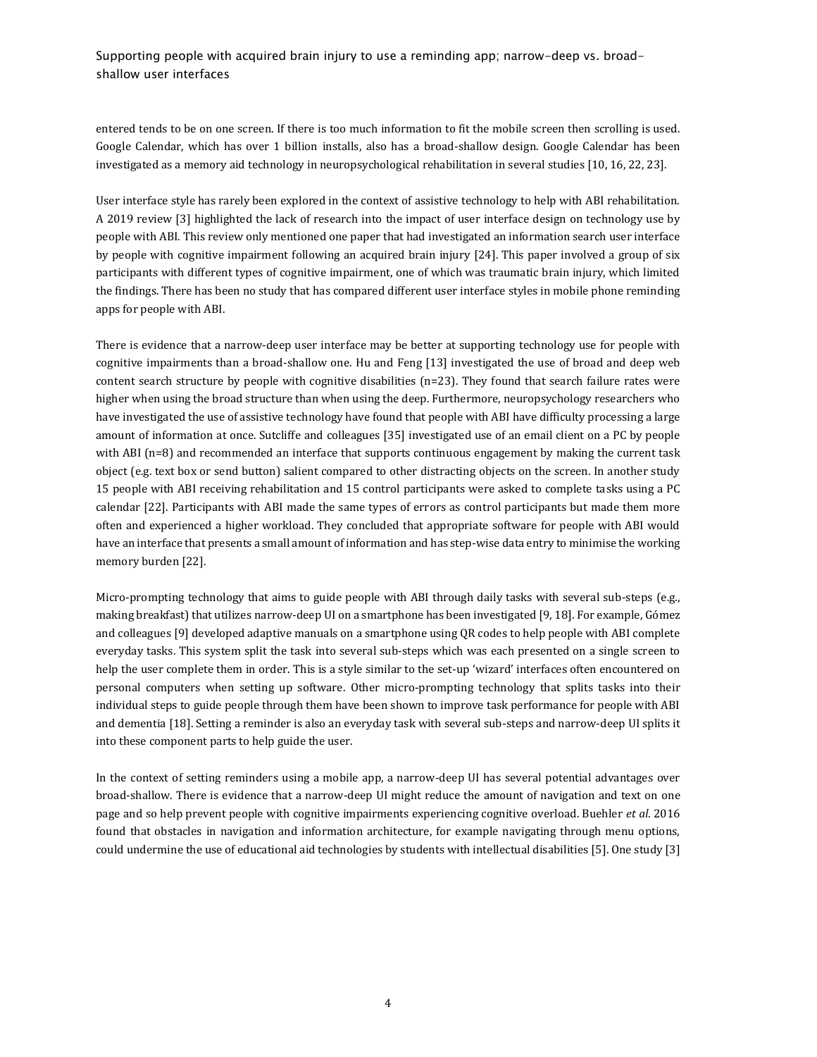entered tends to be on one screen. If there is too much information to fit the mobile screen then scrolling is used. Google Calendar, which has over 1 billion installs, also has a broad-shallow design. Google Calendar has been investigated as a memory aid technology in neuropsychological rehabilitation in several studies [10, 16, 22, 23].

User interface style has rarely been explored in the context of assistive technology to help with ABI rehabilitation. A 2019 review [3] highlighted the lack of research into the impact of user interface design on technology use by people with ABI. This review only mentioned one paper that had investigated an information search user interface by people with cognitive impairment following an acquired brain injury [24]. This paper involved a group of six participants with different types of cognitive impairment, one of which was traumatic brain injury, which limited the findings. There has been no study that has compared different user interface styles in mobile phone reminding apps for people with ABI.

There is evidence that a narrow-deep user interface may be better at supporting technology use for people with cognitive impairments than a broad-shallow one. Hu and Feng [13] investigated the use of broad and deep web content search structure by people with cognitive disabilities (n=23). They found that search failure rates were higher when using the broad structure than when using the deep. Furthermore, neuropsychology researchers who have investigated the use of assistive technology have found that people with ABI have difficulty processing a large amount of information at once. Sutcliffe and colleagues [35] investigated use of an email client on a PC by people with ABI (n=8) and recommended an interface that supports continuous engagement by making the current task object (e.g. text box or send button) salient compared to other distracting objects on the screen. In another study 15 people with ABI receiving rehabilitation and 15 control participants were asked to complete tasks using a PC calendar [22]. Participants with ABI made the same types of errors as control participants but made them more often and experienced a higher workload. They concluded that appropriate software for people with ABI would have an interface that presents a small amount of information and has step-wise data entry to minimise the working memory burden [22].

Micro-prompting technology that aims to guide people with ABI through daily tasks with several sub-steps (e.g., making breakfast) that utilizes narrow-deep UI on a smartphone has been investigated [9, 18]. For example, Gómez and colleagues [9] developed adaptive manuals on a smartphone using QR codes to help people with ABI complete everyday tasks. This system split the task into several sub-steps which was each presented on a single screen to help the user complete them in order. This is a style similar to the set-up 'wizard' interfaces often encountered on personal computers when setting up software. Other micro-prompting technology that splits tasks into their individual steps to guide people through them have been shown to improve task performance for people with ABI and dementia [18]. Setting a reminder is also an everyday task with several sub-steps and narrow-deep UI splits it into these component parts to help guide the user.

In the context of setting reminders using a mobile app, a narrow-deep UI has several potential advantages over broad-shallow. There is evidence that a narrow-deep UI might reduce the amount of navigation and text on one page and so help prevent people with cognitive impairments experiencing cognitive overload. Buehler *et al.* 2016 found that obstacles in navigation and information architecture, for example navigating through menu options, could undermine the use of educational aid technologies by students with intellectual disabilities [5]. One study [3]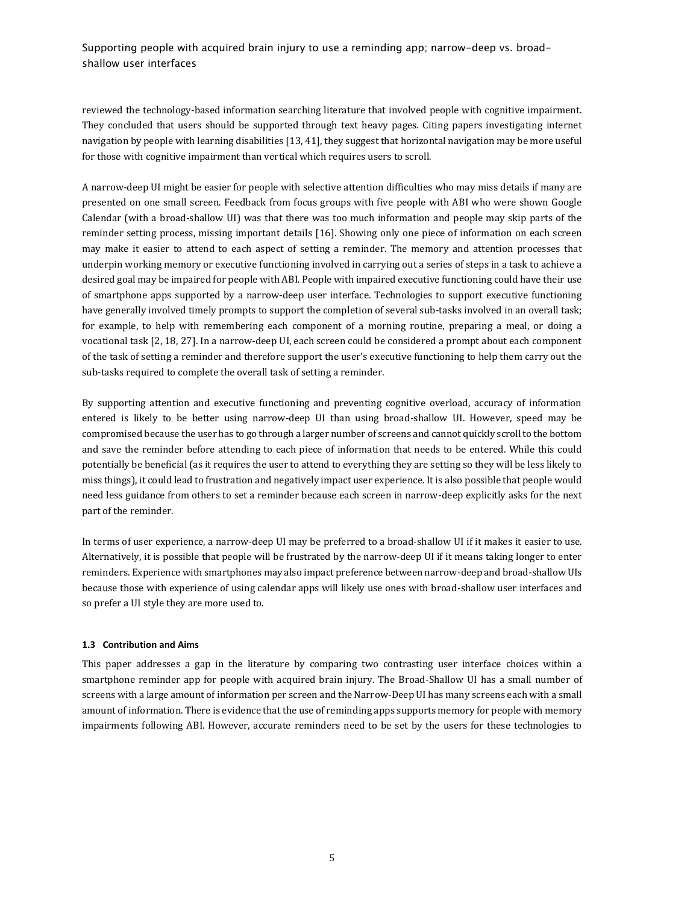reviewed the technology-based information searching literature that involved people with cognitive impairment. They concluded that users should be supported through text heavy pages. Citing papers investigating internet navigation by people with learning disabilities [13, 41], they suggest that horizontal navigation may be more useful for those with cognitive impairment than vertical which requires users to scroll.

A narrow-deep UI might be easier for people with selective attention difficulties who may miss details if many are presented on one small screen. Feedback from focus groups with five people with ABI who were shown Google Calendar (with a broad-shallow UI) was that there was too much information and people may skip parts of the reminder setting process, missing important details [16]. Showing only one piece of information on each screen may make it easier to attend to each aspect of setting a reminder. The memory and attention processes that underpin working memory or executive functioning involved in carrying out a series of steps in a task to achieve a desired goal may be impaired for people with ABI. People with impaired executive functioning could have their use of smartphone apps supported by a narrow-deep user interface. Technologies to support executive functioning have generally involved timely prompts to support the completion of several sub-tasks involved in an overall task; for example, to help with remembering each component of a morning routine, preparing a meal, or doing a vocational task [2, 18, 27]. In a narrow-deep UI, each screen could be considered a prompt about each component of the task of setting a reminder and therefore support the user's executive functioning to help them carry out the sub-tasks required to complete the overall task of setting a reminder.

By supporting attention and executive functioning and preventing cognitive overload, accuracy of information entered is likely to be better using narrow-deep UI than using broad-shallow UI. However, speed may be compromised because the user has to go through a larger number of screens and cannot quickly scroll to the bottom and save the reminder before attending to each piece of information that needs to be entered. While this could potentially be beneficial (as it requires the user to attend to everything they are setting so they will be less likely to miss things), it could lead to frustration and negatively impact user experience. It is also possible that people would need less guidance from others to set a reminder because each screen in narrow-deep explicitly asks for the next part of the reminder.

In terms of user experience, a narrow-deep UI may be preferred to a broad-shallow UI if it makes it easier to use. Alternatively, it is possible that people will be frustrated by the narrow-deep UI if it means taking longer to enter reminders. Experience with smartphones may also impact preference between narrow-deep and broad-shallow UIs because those with experience of using calendar apps will likely use ones with broad-shallow user interfaces and so prefer a UI style they are more used to.

### 1.3 Contribution and Aims

This paper addresses a gap in the literature by comparing two contrasting user interface choices within a smartphone reminder app for people with acquired brain injury. The Broad-Shallow UI has a small number of screens with a large amount of information per screen and the Narrow-Deep UI has many screens each with a small amount of information. There is evidence that the use of reminding apps supports memory for people with memory impairments following ABI. However, accurate reminders need to be set by the users for these technologies to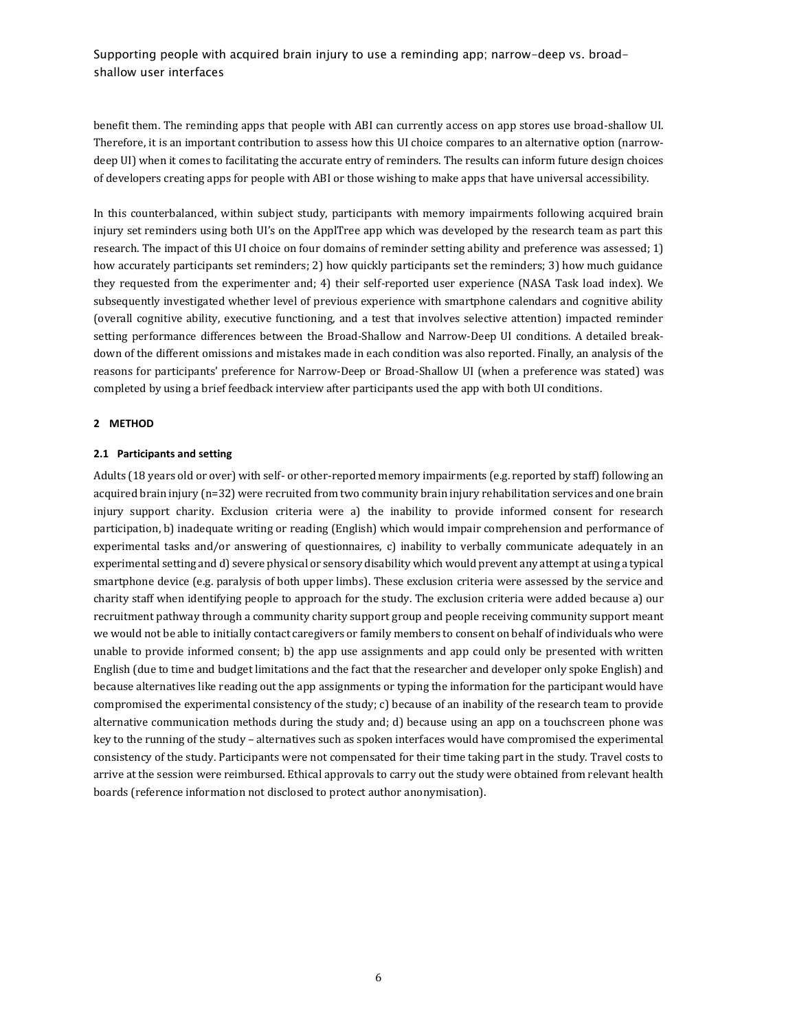benefit them. The reminding apps that people with ABI can currently access on app stores use broad-shallow UI. Therefore, it is an important contribution to assess how this UI choice compares to an alternative option (narrow-deep UI) when it comes to facilitating the accurate entry of reminders. The results can inform future design choices of developers creating apps for people with ABI or those wishing to make apps that have universal accessibility.

In this counterbalanced, within subject study, participants with memory impairments following acquired brain injury set reminders using both UI's on the ApplTree app which was developed by the research team as part this research. The impact of this UI choice on four domains of reminder setting ability and preference was assessed; 1) how accurately participants set reminders; 2) how quickly participants set the reminders; 3) how much guidance they requested from the experimenter and; 4) their self-reported user experience (NASA Task load index). We subsequently investigated whether level of previous experience with smartphone calendars and cognitive ability (overall cognitive ability, executive functioning, and a test that involves selective attention) impacted reminder setting performance differences between the Broad-Shallow and Narrow-Deep UI conditions. A detailed break-down of the different omissions and mistakes made in each condition was also reported. Finally, an analysis of the reasons for participants' preference for Narrow-Deep or Broad-Shallow UI (when a preference was stated) was completed by using a brief feedback interview after participants used the app with both UI conditions.

## 2 METHOD

### 2.1 Participants and setting

Adults (18 years old or over) with self- or other-reported memory impairments (e.g. reported by staff) following an acquired brain injury (n=32) were recruited from two community brain injury rehabilitation services and one brain injury support charity. Exclusion criteria were a) the inability to provide informed consent for research participation, b) inadequate writing or reading (English) which would impair comprehension and performance of experimental tasks and/or answering of questionnaires, c) inability to verbally communicate adequately in an experimental setting and d) severe physical or sensory disability which would prevent any attempt at using a typical smartphone device (e.g. paralysis of both upper limbs). These exclusion criteria were assessed by the service and charity staff when identifying people to approach for the study. The exclusion criteria were added because a) our recruitment pathway through a community charity support group and people receiving community support meant we would not be able to initially contact caregivers or family members to consent on behalf of individuals who were unable to provide informed consent; b) the app use assignments and app could only be presented with written English (due to time and budget limitations and the fact that the researcher and developer only spoke English) and because alternatives like reading out the app assignments or typing the information for the participant would have compromised the experimental consistency of the study; c) because of an inability of the research team to provide alternative communication methods during the study and; d) because using an app on a touchscreen phone was key to the running of the study – alternatives such as spoken interfaces would have compromised the experimental consistency of the study. Participants were not compensated for their time taking part in the study. Travel costs to arrive at the session were reimbursed. Ethical approvals to carry out the study were obtained from relevant health boards (reference information not disclosed to protect author anonymisation).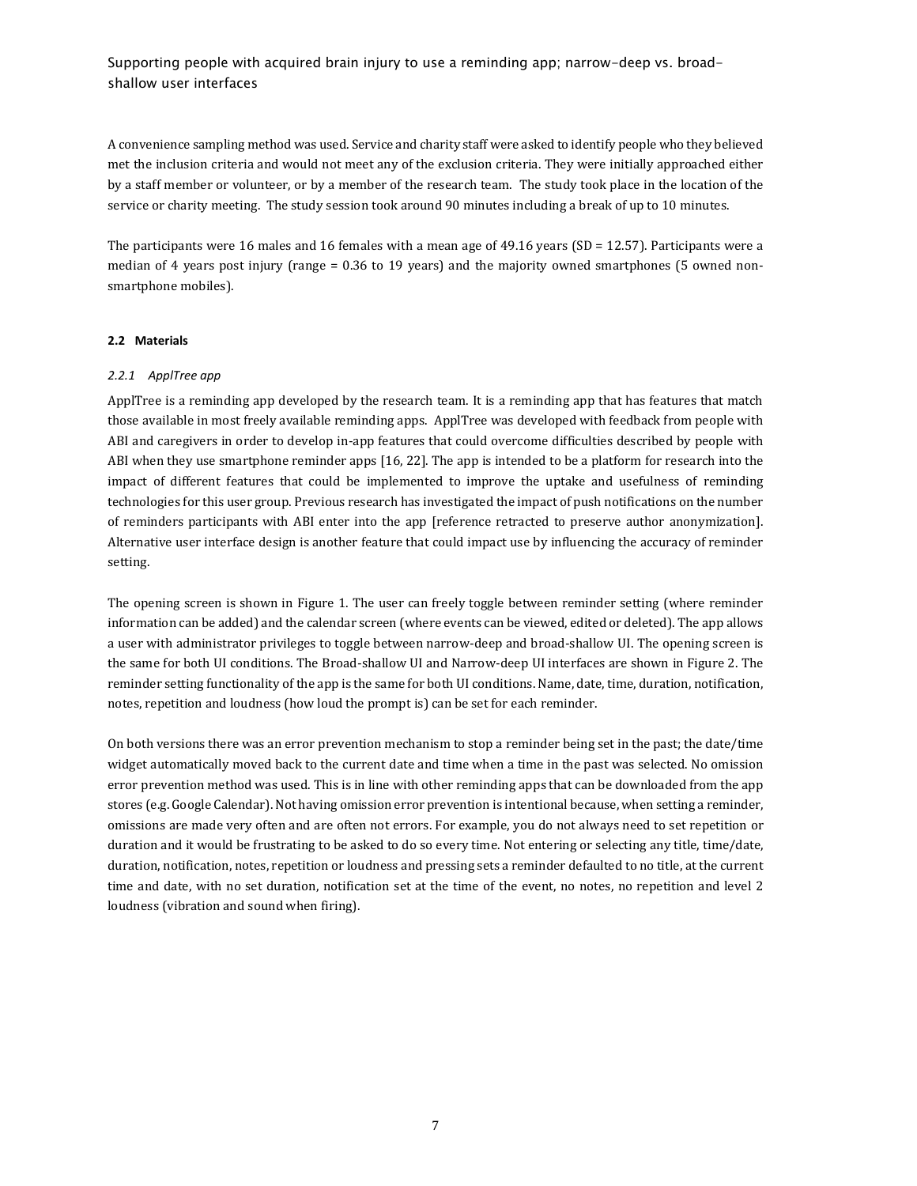A convenience sampling method was used. Service and charity staff were asked to identify people who they believed met the inclusion criteria and would not meet any of the exclusion criteria. They were initially approached either by a staff member or volunteer, or by a member of the research team. The study took place in the location of the service or charity meeting. The study session took around 90 minutes including a break of up to 10 minutes.

The participants were 16 males and 16 females with a mean age of 49.16 years (SD = 12.57). Participants were a median of 4 years post injury (range = 0.36 to 19 years) and the majority owned smartphones (5 owned non-smartphone mobiles).

### 2.2 Materials

#### *2.2.1 ApplTree app*

ApplTree is a reminding app developed by the research team. It is a reminding app that has features that match those available in most freely available reminding apps. ApplTree was developed with feedback from people with ABI and caregivers in order to develop in-app features that could overcome difficulties described by people with ABI when they use smartphone reminder apps [16, 22]. The app is intended to be a platform for research into the impact of different features that could be implemented to improve the uptake and usefulness of reminding technologies for this user group. Previous research has investigated the impact of push notifications on the number of reminders participants with ABI enter into the app [reference retracted to preserve author anonymization]. Alternative user interface design is another feature that could impact use by influencing the accuracy of reminder setting.

The opening screen is shown in Figure 1. The user can freely toggle between reminder setting (where reminder information can be added) and the calendar screen (where events can be viewed, edited or deleted). The app allows a user with administrator privileges to toggle between narrow-deep and broad-shallow UI. The opening screen is the same for both UI conditions. The Broad-shallow UI and Narrow-deep UI interfaces are shown in Figure 2. The reminder setting functionality of the app is the same for both UI conditions. Name, date, time, duration, notification, notes, repetition and loudness (how loud the prompt is) can be set for each reminder.

On both versions there was an error prevention mechanism to stop a reminder being set in the past; the date/time widget automatically moved back to the current date and time when a time in the past was selected. No omission error prevention method was used. This is in line with other reminding apps that can be downloaded from the app stores (e.g. Google Calendar). Not having omission error prevention is intentional because, when setting a reminder, omissions are made very often and are often not errors. For example, you do not always need to set repetition or duration and it would be frustrating to be asked to do so every time. Not entering or selecting any title, time/date, duration, notification, notes, repetition or loudness and pressing sets a reminder defaulted to no title, at the current time and date, with no set duration, notification set at the time of the event, no notes, no repetition and level 2 loudness (vibration and sound when firing).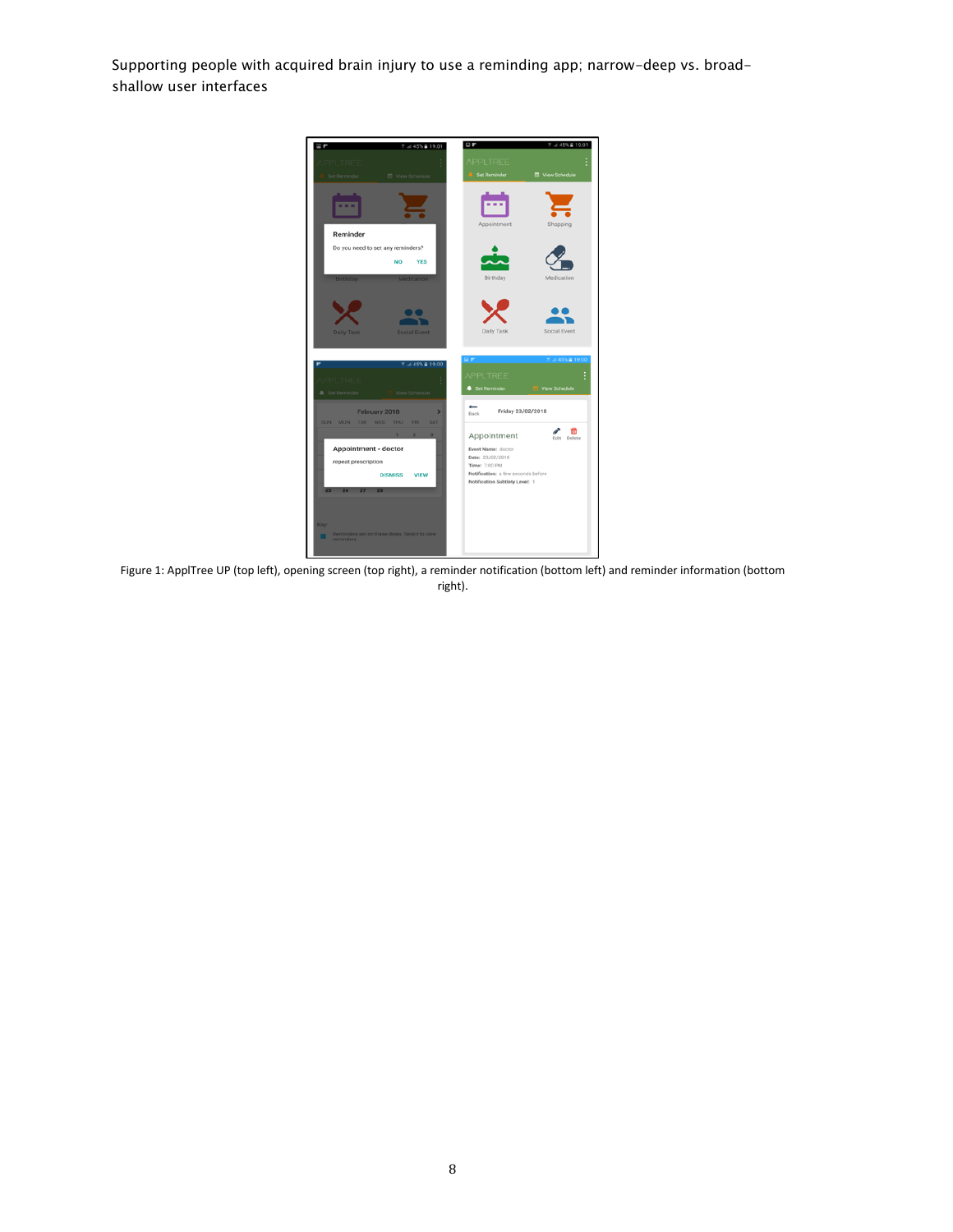Figure 1: ApplTree UP (top left), opening screen (top right), a reminder notification (bottom left) and reminder information (bottom right).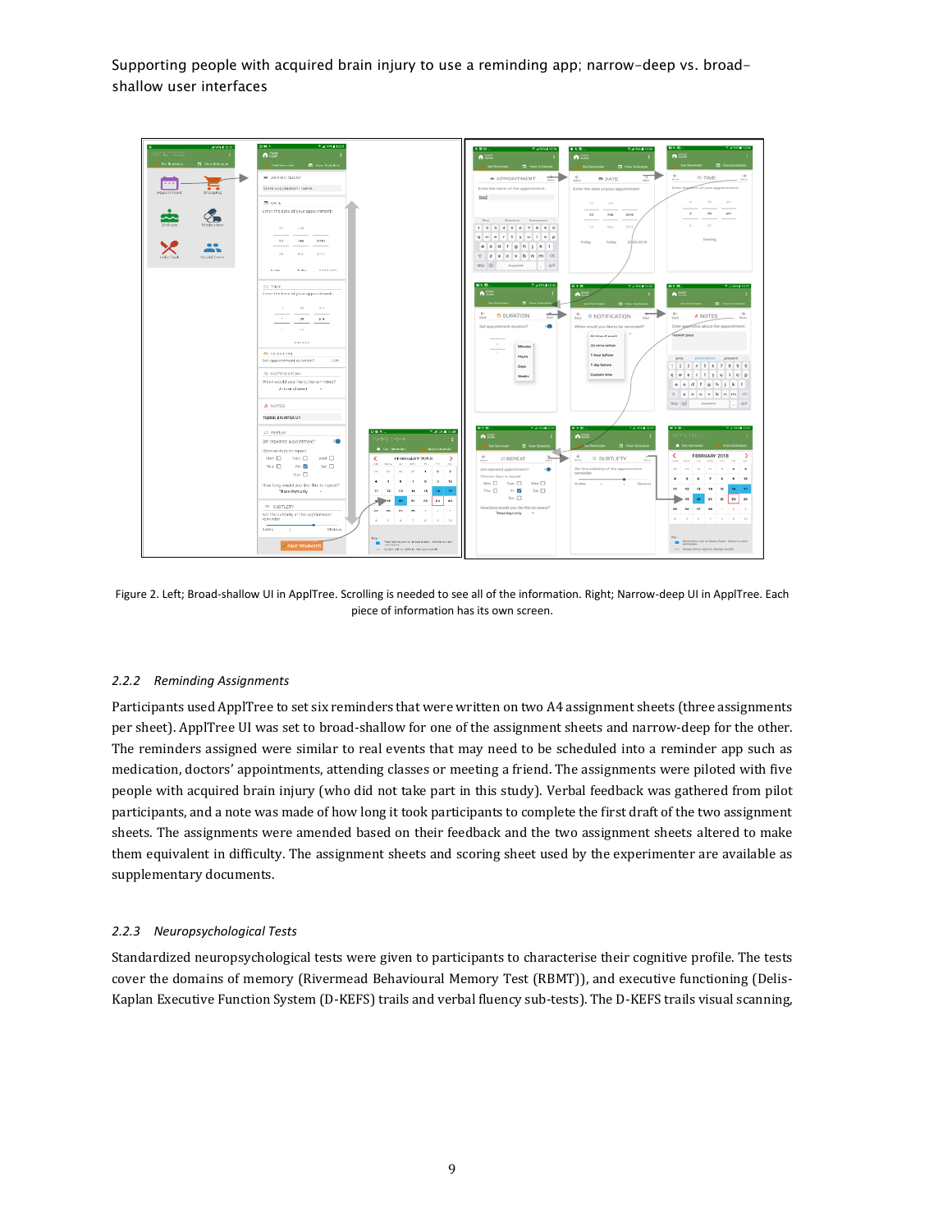Figure 2. Left; Broad-shallow UI in ApplTree. Scrolling is needed to see all of the information. Right; Narrow-deep UI in ApplTree. Each piece of information has its own screen.

### 2.2.2 *Reminding Assignments*

Participants used ApplTree to set six reminders that were written on two A4 assignment sheets (three assignments per sheet). ApplTree UI was set to broad-shallow for one of the assignment sheets and narrow-deep for the other. The reminders assigned were similar to real events that may need to be scheduled into a reminder app such as medication, doctors' appointments, attending classes or meeting a friend. The assignments were piloted with five people with acquired brain injury (who did not take part in this study). Verbal feedback was gathered from pilot participants, and a note was made of how long it took participants to complete the first draft of the two assignment sheets. The assignments were amended based on their feedback and the two assignment sheets altered to make them equivalent in difficulty. The assignment sheets and scoring sheet used by the experimenter are available as supplementary documents.

### 2.2.3 *Neuropsychological Tests*

Standardized neuropsychological tests were given to participants to characterise their cognitive profile. The tests cover the domains of memory (Rivermead Behavioural Memory Test (RBMT)), and executive functioning (Delis-Kaplan Executive Function System (D-KEFS) trails and verbal fluency sub-tests). The D-KEFS trails visual scanning,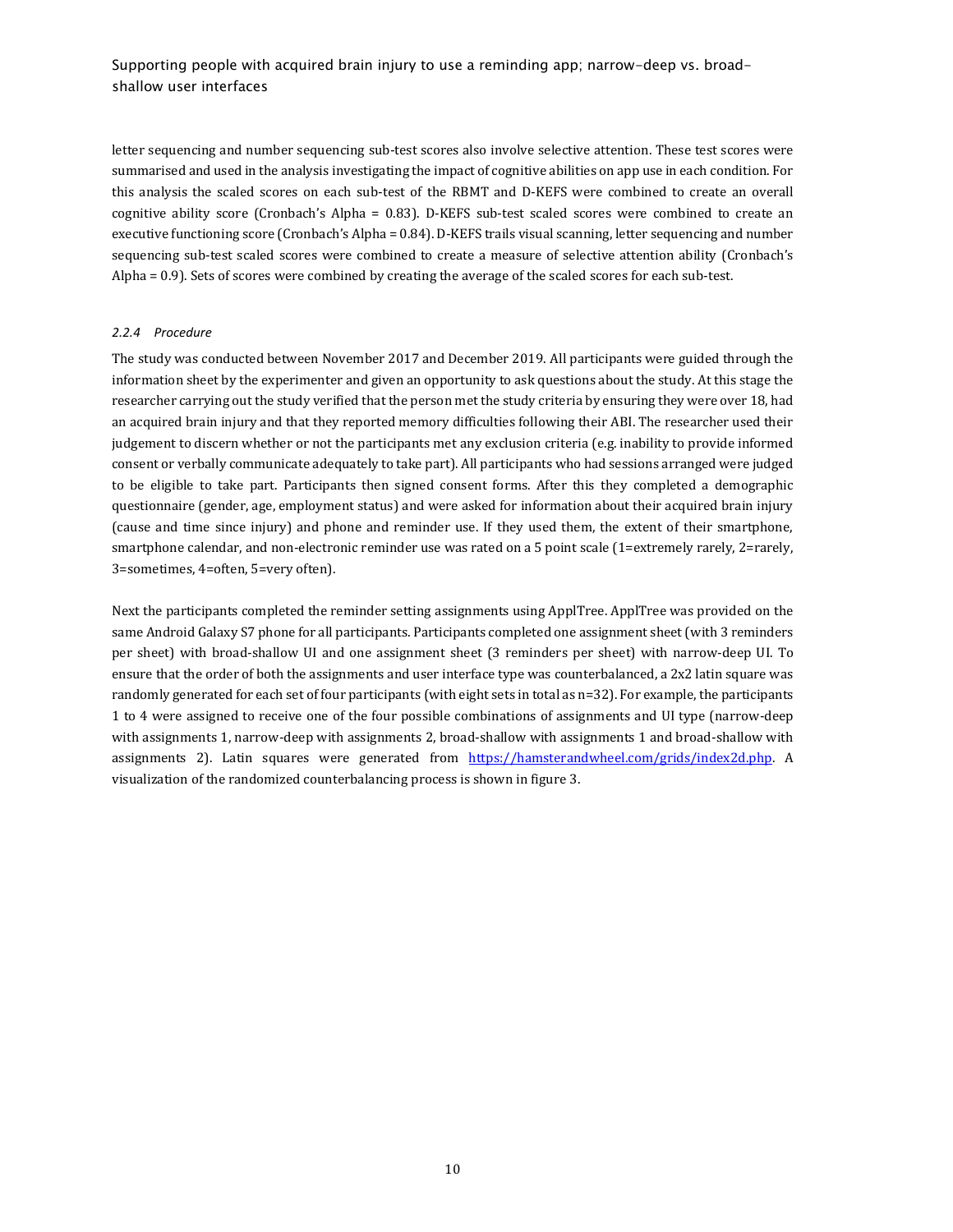letter sequencing and number sequencing sub-test scores also involve selective attention. These test scores were summarised and used in the analysis investigating the impact of cognitive abilities on app use in each condition. For this analysis the scaled scores on each sub-test of the RBMT and D-KEFS were combined to create an overall cognitive ability score (Cronbach's Alpha = 0.83). D-KEFS sub-test scaled scores were combined to create an executive functioning score (Cronbach's Alpha = 0.84). D-KEFS trails visual scanning, letter sequencing and number sequencing sub-test scaled scores were combined to create a measure of selective attention ability (Cronbach's Alpha = 0.9). Sets of scores were combined by creating the average of the scaled scores for each sub-test.

#### *2.2.4 Procedure*

The study was conducted between November 2017 and December 2019. All participants were guided through the information sheet by the experimenter and given an opportunity to ask questions about the study. At this stage the researcher carrying out the study verified that the person met the study criteria by ensuring they were over 18, had an acquired brain injury and that they reported memory difficulties following their ABI. The researcher used their judgement to discern whether or not the participants met any exclusion criteria (e.g. inability to provide informed consent or verbally communicate adequately to take part). All participants who had sessions arranged were judged to be eligible to take part. Participants then signed consent forms. After this they completed a demographic questionnaire (gender, age, employment status) and were asked for information about their acquired brain injury (cause and time since injury) and phone and reminder use. If they used them, the extent of their smartphone, smartphone calendar, and non-electronic reminder use was rated on a 5 point scale (1=extremely rarely, 2=rarely, 3=sometimes, 4=often, 5=very often).

Next the participants completed the reminder setting assignments using ApplTree. ApplTree was provided on the same Android Galaxy S7 phone for all participants. Participants completed one assignment sheet (with 3 reminders per sheet) with broad-shallow UI and one assignment sheet (3 reminders per sheet) with narrow-deep UI. To ensure that the order of both the assignments and user interface type was counterbalanced, a 2x2 latin square was randomly generated for each set of four participants (with eight sets in total as n=32). For example, the participants 1 to 4 were assigned to receive one of the four possible combinations of assignments and UI type (narrow-deep with assignments 1, narrow-deep with assignments 2, broad-shallow with assignments 1 and broad-shallow with assignments 2). Latin squares were generated from https://hamsterandwheel.com/grids/index2d.php. A visualization of the randomized counterbalancing process is shown in figure 3.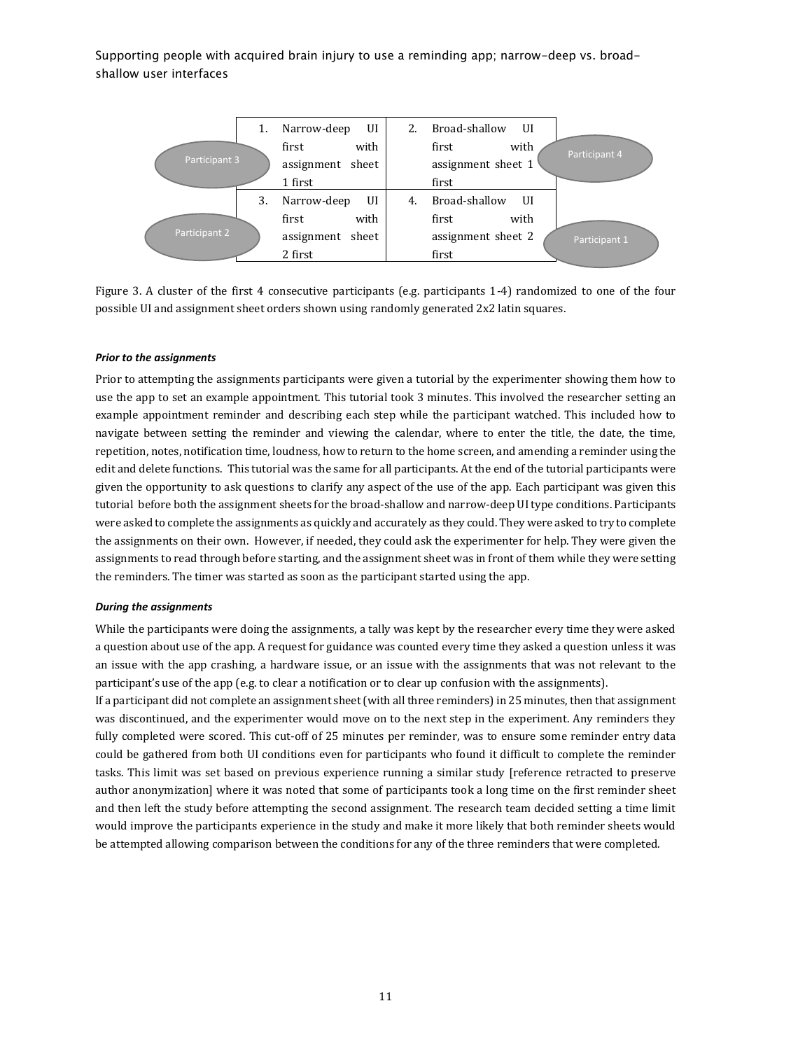| 1. Narrow-deep UI first with assignment sheet 1 first | 2. Broad-shallow UI first with assignment sheet 1 first |
|---|---|
| 3. Narrow-deep UI first with assignment sheet 2 first | 4. Broad-shallow UI first with assignment sheet 2 first |

Participant 3 — 1; Participant 4 — 2; Participant 2 — 3; Participant 1 — 4

Figure 3. A cluster of the first 4 consecutive participants (e.g. participants 1-4) randomized to one of the four possible UI and assignment sheet orders shown using randomly generated 2x2 latin squares.

#### *Prior to the assignments*

Prior to attempting the assignments participants were given a tutorial by the experimenter showing them how to use the app to set an example appointment. This tutorial took 3 minutes. This involved the researcher setting an example appointment reminder and describing each step while the participant watched. This included how to navigate between setting the reminder and viewing the calendar, where to enter the title, the date, the time, repetition, notes, notification time, loudness, how to return to the home screen, and amending a reminder using the edit and delete functions. This tutorial was the same for all participants. At the end of the tutorial participants were given the opportunity to ask questions to clarify any aspect of the use of the app. Each participant was given this tutorial before both the assignment sheets for the broad-shallow and narrow-deep UI type conditions. Participants were asked to complete the assignments as quickly and accurately as they could. They were asked to try to complete the assignments on their own. However, if needed, they could ask the experimenter for help. They were given the assignments to read through before starting, and the assignment sheet was in front of them while they were setting the reminders. The timer was started as soon as the participant started using the app.

#### *During the assignments*

While the participants were doing the assignments, a tally was kept by the researcher every time they were asked a question about use of the app. A request for guidance was counted every time they asked a question unless it was an issue with the app crashing, a hardware issue, or an issue with the assignments that was not relevant to the participant's use of the app (e.g. to clear a notification or to clear up confusion with the assignments).

If a participant did not complete an assignment sheet (with all three reminders) in 25 minutes, then that assignment was discontinued, and the experimenter would move on to the next step in the experiment. Any reminders they fully completed were scored. This cut-off of 25 minutes per reminder, was to ensure some reminder entry data could be gathered from both UI conditions even for participants who found it difficult to complete the reminder tasks. This limit was set based on previous experience running a similar study [reference retracted to preserve author anonymization] where it was noted that some of participants took a long time on the first reminder sheet and then left the study before attempting the second assignment. The research team decided setting a time limit would improve the participants experience in the study and make it more likely that both reminder sheets would be attempted allowing comparison between the conditions for any of the three reminders that were completed.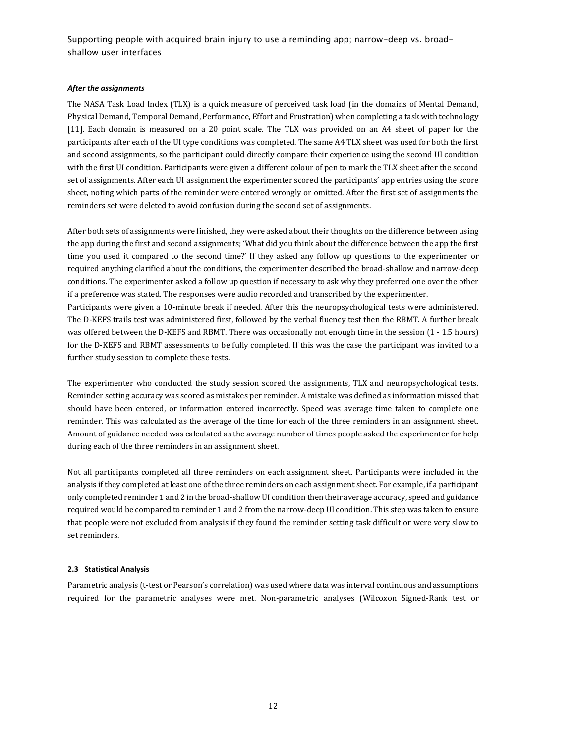***After the assignments***

The NASA Task Load Index (TLX) is a quick measure of perceived task load (in the domains of Mental Demand, Physical Demand, Temporal Demand, Performance, Effort and Frustration) when completing a task with technology [11]. Each domain is measured on a 20 point scale. The TLX was provided on an A4 sheet of paper for the participants after each of the UI type conditions was completed. The same A4 TLX sheet was used for both the first and second assignments, so the participant could directly compare their experience using the second UI condition with the first UI condition. Participants were given a different colour of pen to mark the TLX sheet after the second set of assignments. After each UI assignment the experimenter scored the participants' app entries using the score sheet, noting which parts of the reminder were entered wrongly or omitted. After the first set of assignments the reminders set were deleted to avoid confusion during the second set of assignments.

After both sets of assignments were finished, they were asked about their thoughts on the difference between using the app during the first and second assignments; 'What did you think about the difference between the app the first time you used it compared to the second time?' If they asked any follow up questions to the experimenter or required anything clarified about the conditions, the experimenter described the broad-shallow and narrow-deep conditions. The experimenter asked a follow up question if necessary to ask why they preferred one over the other if a preference was stated. The responses were audio recorded and transcribed by the experimenter.
Participants were given a 10-minute break if needed. After this the neuropsychological tests were administered. The D-KEFS trails test was administered first, followed by the verbal fluency test then the RBMT. A further break was offered between the D-KEFS and RBMT. There was occasionally not enough time in the session (1 - 1.5 hours) for the D-KEFS and RBMT assessments to be fully completed. If this was the case the participant was invited to a further study session to complete these tests.

The experimenter who conducted the study session scored the assignments, TLX and neuropsychological tests. Reminder setting accuracy was scored as mistakes per reminder. A mistake was defined as information missed that should have been entered, or information entered incorrectly. Speed was average time taken to complete one reminder. This was calculated as the average of the time for each of the three reminders in an assignment sheet. Amount of guidance needed was calculated as the average number of times people asked the experimenter for help during each of the three reminders in an assignment sheet.

Not all participants completed all three reminders on each assignment sheet. Participants were included in the analysis if they completed at least one of the three reminders on each assignment sheet. For example, if a participant only completed reminder 1 and 2 in the broad-shallow UI condition then their average accuracy, speed and guidance required would be compared to reminder 1 and 2 from the narrow-deep UI condition. This step was taken to ensure that people were not excluded from analysis if they found the reminder setting task difficult or were very slow to set reminders.

### 2.3 Statistical Analysis

Parametric analysis (t-test or Pearson's correlation) was used where data was interval continuous and assumptions required for the parametric analyses were met. Non-parametric analyses (Wilcoxon Signed-Rank test or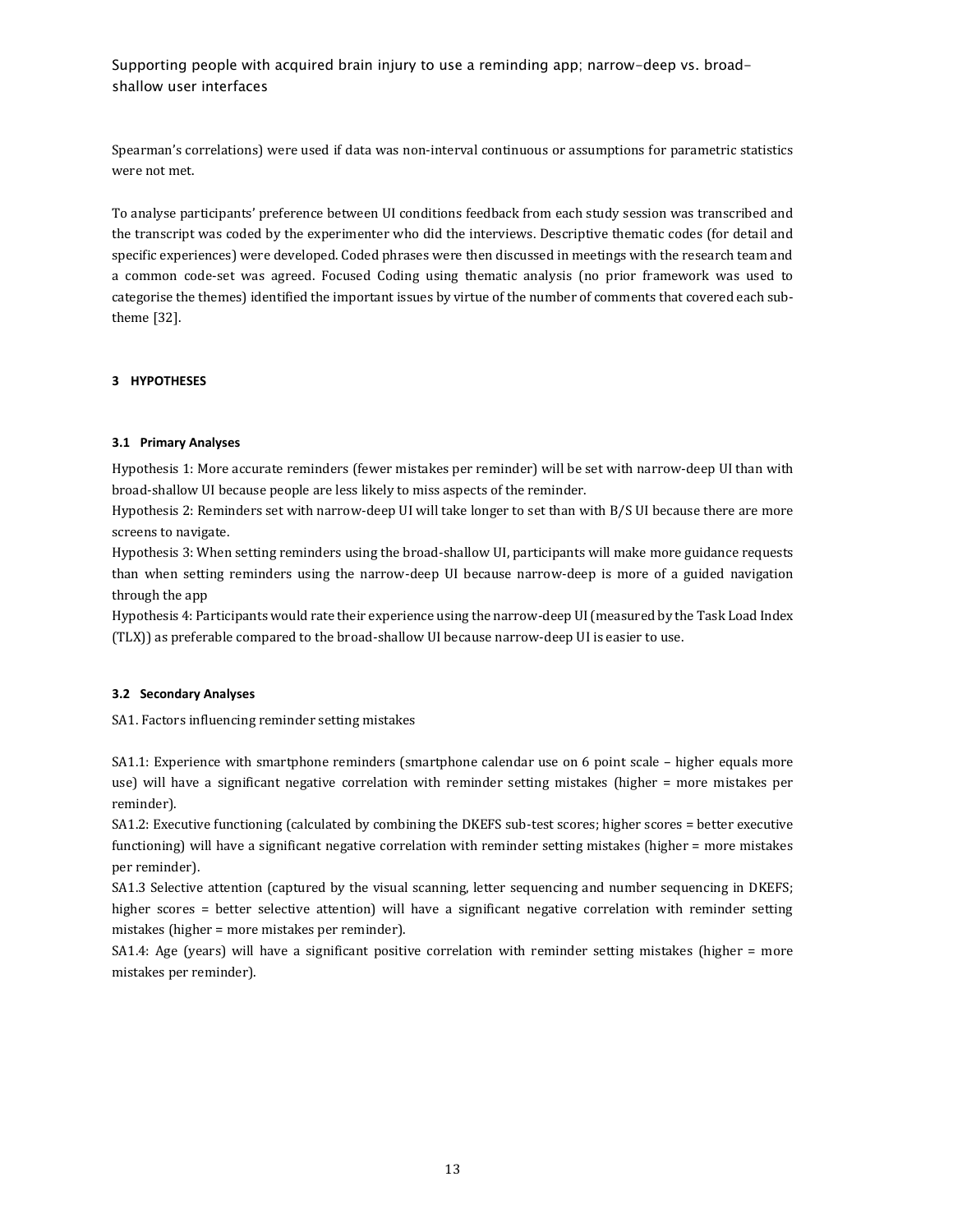Spearman's correlations) were used if data was non-interval continuous or assumptions for parametric statistics were not met.

To analyse participants' preference between UI conditions feedback from each study session was transcribed and the transcript was coded by the experimenter who did the interviews. Descriptive thematic codes (for detail and specific experiences) were developed. Coded phrases were then discussed in meetings with the research team and a common code-set was agreed. Focused Coding using thematic analysis (no prior framework was used to categorise the themes) identified the important issues by virtue of the number of comments that covered each sub-theme [32].

## 3 HYPOTHESES

### 3.1 Primary Analyses

Hypothesis 1: More accurate reminders (fewer mistakes per reminder) will be set with narrow-deep UI than with broad-shallow UI because people are less likely to miss aspects of the reminder.

Hypothesis 2: Reminders set with narrow-deep UI will take longer to set than with B/S UI because there are more screens to navigate.

Hypothesis 3: When setting reminders using the broad-shallow UI, participants will make more guidance requests than when setting reminders using the narrow-deep UI because narrow-deep is more of a guided navigation through the app

Hypothesis 4: Participants would rate their experience using the narrow-deep UI (measured by the Task Load Index (TLX)) as preferable compared to the broad-shallow UI because narrow-deep UI is easier to use.

### 3.2 Secondary Analyses

SA1. Factors influencing reminder setting mistakes

SA1.1: Experience with smartphone reminders (smartphone calendar use on 6 point scale – higher equals more use) will have a significant negative correlation with reminder setting mistakes (higher = more mistakes per reminder).

SA1.2: Executive functioning (calculated by combining the DKEFS sub-test scores; higher scores = better executive functioning) will have a significant negative correlation with reminder setting mistakes (higher = more mistakes per reminder).

SA1.3 Selective attention (captured by the visual scanning, letter sequencing and number sequencing in DKEFS; higher scores = better selective attention) will have a significant negative correlation with reminder setting mistakes (higher = more mistakes per reminder).

SA1.4: Age (years) will have a significant positive correlation with reminder setting mistakes (higher = more mistakes per reminder).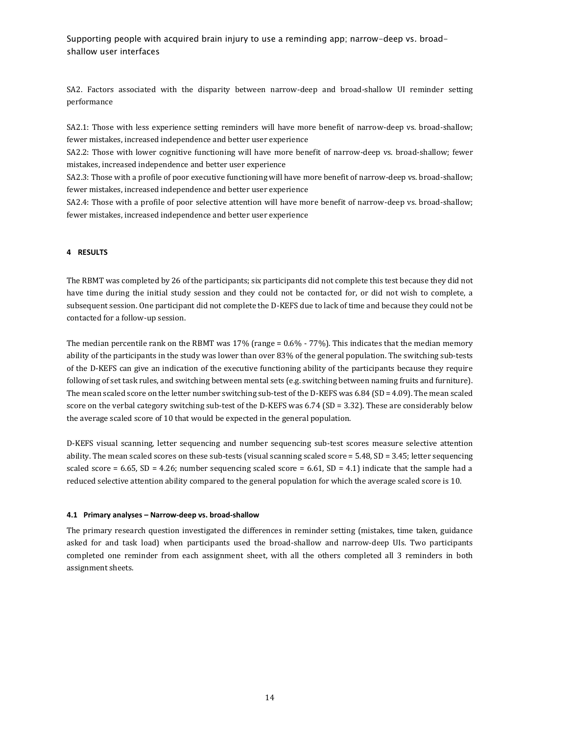SA2. Factors associated with the disparity between narrow-deep and broad-shallow UI reminder setting performance

SA2.1: Those with less experience setting reminders will have more benefit of narrow-deep vs. broad-shallow; fewer mistakes, increased independence and better user experience

SA2.2: Those with lower cognitive functioning will have more benefit of narrow-deep vs. broad-shallow; fewer mistakes, increased independence and better user experience

SA2.3: Those with a profile of poor executive functioning will have more benefit of narrow-deep vs. broad-shallow; fewer mistakes, increased independence and better user experience

SA2.4: Those with a profile of poor selective attention will have more benefit of narrow-deep vs. broad-shallow; fewer mistakes, increased independence and better user experience

## 4 RESULTS

The RBMT was completed by 26 of the participants; six participants did not complete this test because they did not have time during the initial study session and they could not be contacted for, or did not wish to complete, a subsequent session. One participant did not complete the D-KEFS due to lack of time and because they could not be contacted for a follow-up session.

The median percentile rank on the RBMT was 17% (range = 0.6% - 77%). This indicates that the median memory ability of the participants in the study was lower than over 83% of the general population. The switching sub-tests of the D-KEFS can give an indication of the executive functioning ability of the participants because they require following of set task rules, and switching between mental sets (e.g. switching between naming fruits and furniture). The mean scaled score on the letter number switching sub-test of the D-KEFS was 6.84 (SD = 4.09). The mean scaled score on the verbal category switching sub-test of the D-KEFS was 6.74 (SD = 3.32). These are considerably below the average scaled score of 10 that would be expected in the general population.

D-KEFS visual scanning, letter sequencing and number sequencing sub-test scores measure selective attention ability. The mean scaled scores on these sub-tests (visual scanning scaled score = 5.48, SD = 3.45; letter sequencing scaled score = 6.65, SD = 4.26; number sequencing scaled score = 6.61, SD = 4.1) indicate that the sample had a reduced selective attention ability compared to the general population for which the average scaled score is 10.

### 4.1 Primary analyses – Narrow-deep vs. broad-shallow

The primary research question investigated the differences in reminder setting (mistakes, time taken, guidance asked for and task load) when participants used the broad-shallow and narrow-deep UIs. Two participants completed one reminder from each assignment sheet, with all the others completed all 3 reminders in both assignment sheets.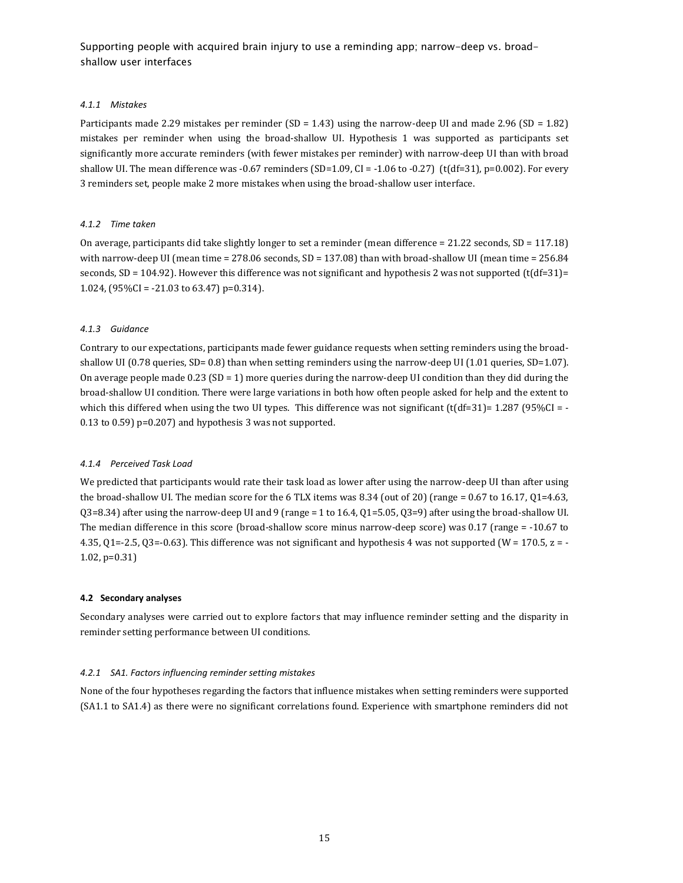#### *4.1.1 Mistakes*

Participants made 2.29 mistakes per reminder (SD = 1.43) using the narrow-deep UI and made 2.96 (SD = 1.82) mistakes per reminder when using the broad-shallow UI. Hypothesis 1 was supported as participants set significantly more accurate reminders (with fewer mistakes per reminder) with narrow-deep UI than with broad shallow UI. The mean difference was -0.67 reminders (SD=1.09, CI = -1.06 to -0.27) (t(df=31), p=0.002). For every 3 reminders set, people make 2 more mistakes when using the broad-shallow user interface.

#### *4.1.2 Time taken*

On average, participants did take slightly longer to set a reminder (mean difference = 21.22 seconds, SD = 117.18) with narrow-deep UI (mean time = 278.06 seconds, SD = 137.08) than with broad-shallow UI (mean time = 256.84 seconds, SD = 104.92). However this difference was not significant and hypothesis 2 was not supported (t(df=31)= 1.024, (95%CI = -21.03 to 63.47) p=0.314).

#### *4.1.3 Guidance*

Contrary to our expectations, participants made fewer guidance requests when setting reminders using the broad-shallow UI (0.78 queries, SD= 0.8) than when setting reminders using the narrow-deep UI (1.01 queries, SD=1.07). On average people made 0.23 (SD = 1) more queries during the narrow-deep UI condition than they did during the broad-shallow UI condition. There were large variations in both how often people asked for help and the extent to which this differed when using the two UI types. This difference was not significant (t(df=31)= 1.287 (95%CI = -0.13 to 0.59) p=0.207) and hypothesis 3 was not supported.

#### *4.1.4 Perceived Task Load*

We predicted that participants would rate their task load as lower after using the narrow-deep UI than after using the broad-shallow UI. The median score for the 6 TLX items was 8.34 (out of 20) (range = 0.67 to 16.17, Q1=4.63, Q3=8.34) after using the narrow-deep UI and 9 (range = 1 to 16.4, Q1=5.05, Q3=9) after using the broad-shallow UI. The median difference in this score (broad-shallow score minus narrow-deep score) was 0.17 (range = -10.67 to 4.35, Q1=-2.5, Q3=-0.63). This difference was not significant and hypothesis 4 was not supported (W = 170.5, z = -1.02, p=0.31)

### **4.2 Secondary analyses**

Secondary analyses were carried out to explore factors that may influence reminder setting and the disparity in reminder setting performance between UI conditions.

#### *4.2.1 SA1. Factors influencing reminder setting mistakes*

None of the four hypotheses regarding the factors that influence mistakes when setting reminders were supported (SA1.1 to SA1.4) as there were no significant correlations found. Experience with smartphone reminders did not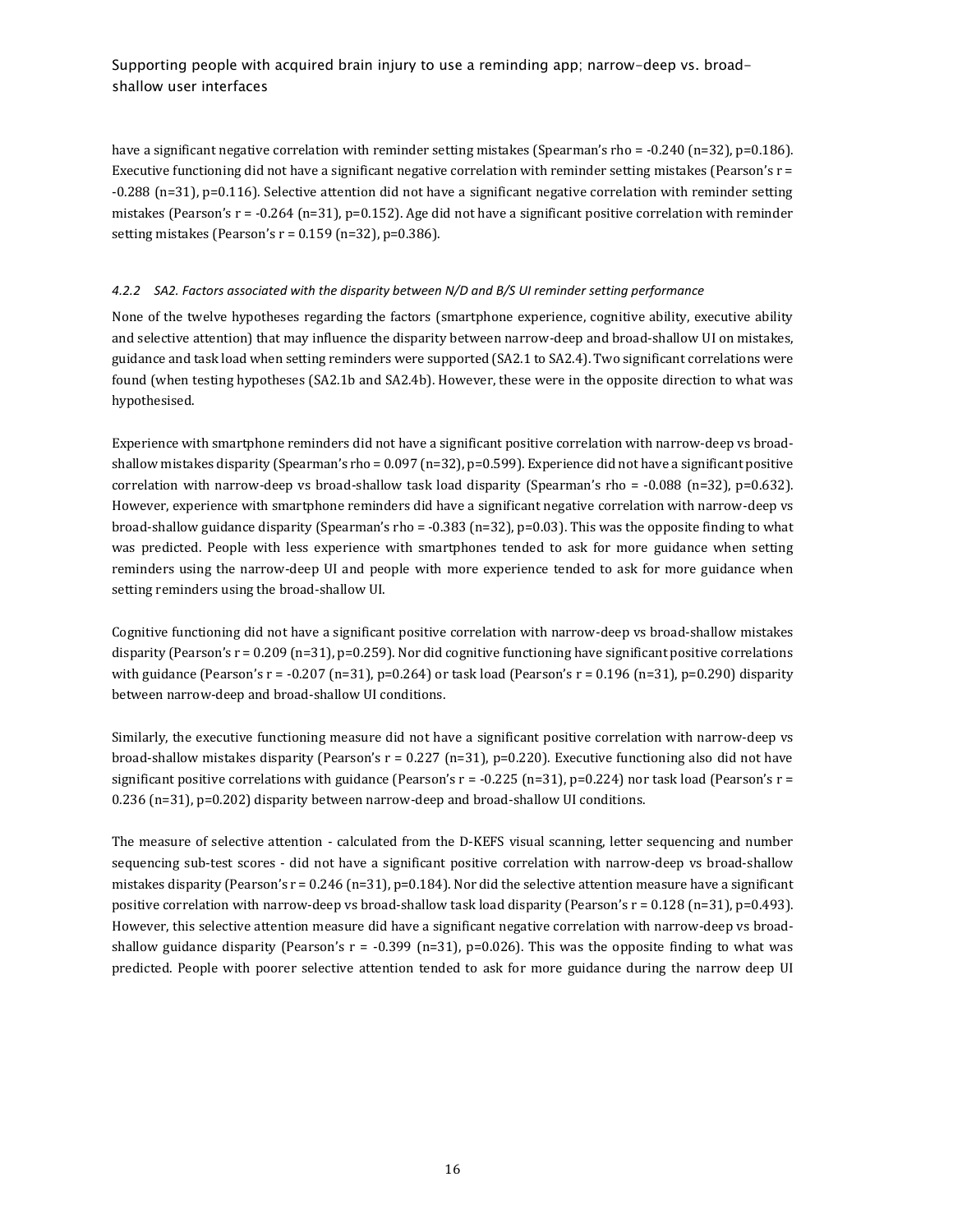have a significant negative correlation with reminder setting mistakes (Spearman's rho = -0.240 (n=32), p=0.186). Executive functioning did not have a significant negative correlation with reminder setting mistakes (Pearson's r = -0.288 (n=31), p=0.116). Selective attention did not have a significant negative correlation with reminder setting mistakes (Pearson's r = -0.264 (n=31), p=0.152). Age did not have a significant positive correlation with reminder setting mistakes (Pearson's r = 0.159 (n=32), p=0.386).

#### *4.2.2 SA2. Factors associated with the disparity between N/D and B/S UI reminder setting performance*

None of the twelve hypotheses regarding the factors (smartphone experience, cognitive ability, executive ability and selective attention) that may influence the disparity between narrow-deep and broad-shallow UI on mistakes, guidance and task load when setting reminders were supported (SA2.1 to SA2.4). Two significant correlations were found (when testing hypotheses (SA2.1b and SA2.4b). However, these were in the opposite direction to what was hypothesised.

Experience with smartphone reminders did not have a significant positive correlation with narrow-deep vs broad-shallow mistakes disparity (Spearman's rho = 0.097 (n=32), p=0.599). Experience did not have a significant positive correlation with narrow-deep vs broad-shallow task load disparity (Spearman's rho = -0.088 (n=32), p=0.632). However, experience with smartphone reminders did have a significant negative correlation with narrow-deep vs broad-shallow guidance disparity (Spearman's rho = -0.383 (n=32), p=0.03). This was the opposite finding to what was predicted. People with less experience with smartphones tended to ask for more guidance when setting reminders using the narrow-deep UI and people with more experience tended to ask for more guidance when setting reminders using the broad-shallow UI.

Cognitive functioning did not have a significant positive correlation with narrow-deep vs broad-shallow mistakes disparity (Pearson's r = 0.209 (n=31), p=0.259). Nor did cognitive functioning have significant positive correlations with guidance (Pearson's r = -0.207 (n=31), p=0.264) or task load (Pearson's r = 0.196 (n=31), p=0.290) disparity between narrow-deep and broad-shallow UI conditions.

Similarly, the executive functioning measure did not have a significant positive correlation with narrow-deep vs broad-shallow mistakes disparity (Pearson's r = 0.227 (n=31), p=0.220). Executive functioning also did not have significant positive correlations with guidance (Pearson's r = -0.225 (n=31), p=0.224) nor task load (Pearson's r = 0.236 (n=31), p=0.202) disparity between narrow-deep and broad-shallow UI conditions.

The measure of selective attention - calculated from the D-KEFS visual scanning, letter sequencing and number sequencing sub-test scores - did not have a significant positive correlation with narrow-deep vs broad-shallow mistakes disparity (Pearson's r = 0.246 (n=31), p=0.184). Nor did the selective attention measure have a significant positive correlation with narrow-deep vs broad-shallow task load disparity (Pearson's r = 0.128 (n=31), p=0.493). However, this selective attention measure did have a significant negative correlation with narrow-deep vs broad-shallow guidance disparity (Pearson's r = -0.399 (n=31), p=0.026). This was the opposite finding to what was predicted. People with poorer selective attention tended to ask for more guidance during the narrow deep UI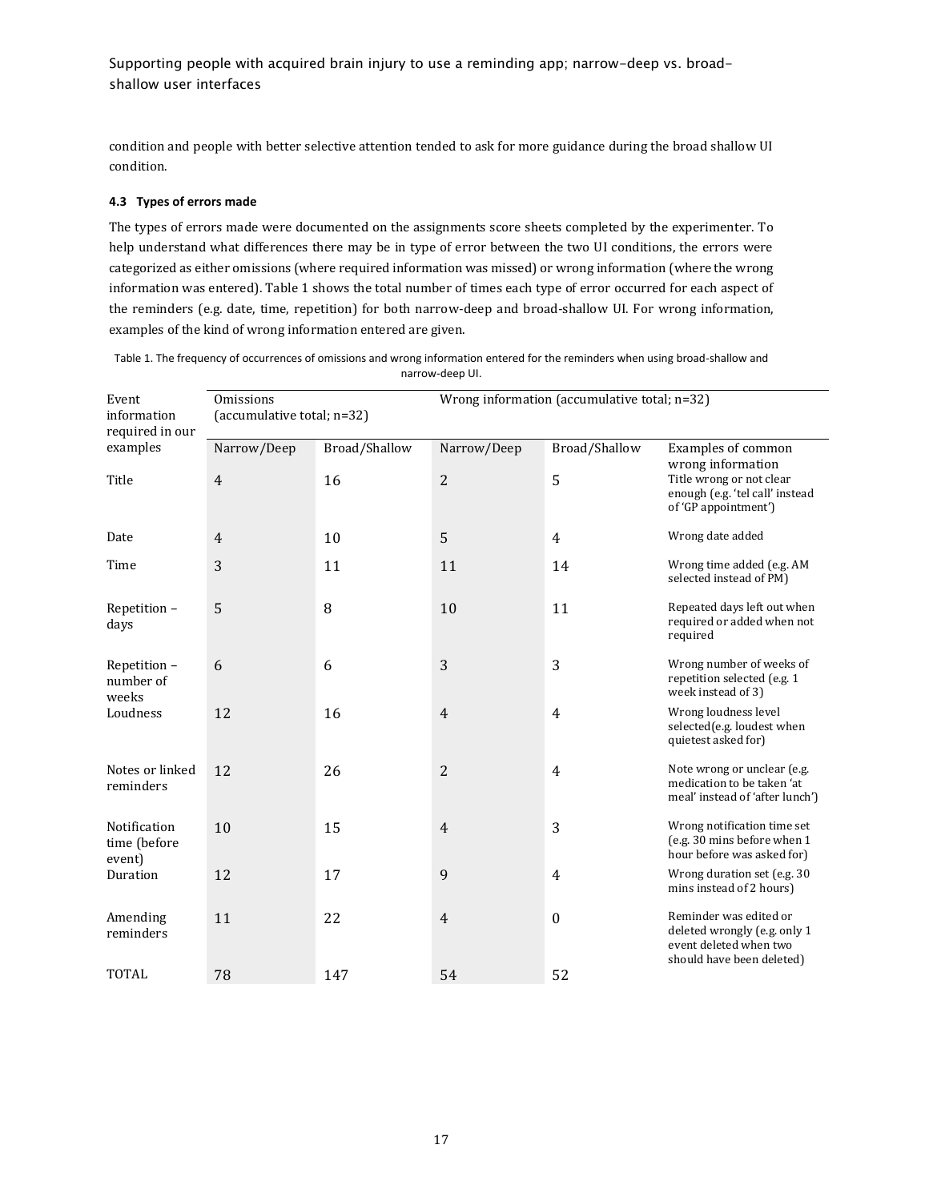condition and people with better selective attention tended to ask for more guidance during the broad shallow UI condition.

### 4.3 Types of errors made

The types of errors made were documented on the assignments score sheets completed by the experimenter. To help understand what differences there may be in type of error between the two UI conditions, the errors were categorized as either omissions (where required information was missed) or wrong information (where the wrong information was entered). Table 1 shows the total number of times each type of error occurred for each aspect of the reminders (e.g. date, time, repetition) for both narrow-deep and broad-shallow UI. For wrong information, examples of the kind of wrong information entered are given.

Table 1. The frequency of occurrences of omissions and wrong information entered for the reminders when using broad-shallow and narrow-deep UI.

| Event information required in our examples | Omissions (accumulative total; n=32) | | Wrong information (accumulative total; n=32) | | |
|---|---|---|---|---|---|
| | Narrow/Deep | Broad/Shallow | Narrow/Deep | Broad/Shallow | Examples of common wrong information |
| Title | 4 | 16 | 2 | 5 | Title wrong or not clear enough (e.g. 'tel call' instead of 'GP appointment') |
| Date | 4 | 10 | 5 | 4 | Wrong date added |
| Time | 3 | 11 | 11 | 14 | Wrong time added (e.g. AM selected instead of PM) |
| Repetition – days | 5 | 8 | 10 | 11 | Repeated days left out when required or added when not required |
| Repetition – number of weeks | 6 | 6 | 3 | 3 | Wrong number of weeks of repetition selected (e.g. 1 week instead of 3) |
| Loudness | 12 | 16 | 4 | 4 | Wrong loudness level selected(e.g. loudest when quietest asked for) |
| Notes or linked reminders | 12 | 26 | 2 | 4 | Note wrong or unclear (e.g. medication to be taken 'at meal' instead of 'after lunch') |
| Notification time (before event) | 10 | 15 | 4 | 3 | Wrong notification time set (e.g. 30 mins before when 1 hour before was asked for) |
| Duration | 12 | 17 | 9 | 4 | Wrong duration set (e.g. 30 mins instead of 2 hours) |
| Amending reminders | 11 | 22 | 4 | 0 | Reminder was edited or deleted wrongly (e.g. only 1 event deleted when two should have been deleted) |
| TOTAL | 78 | 147 | 54 | 52 | |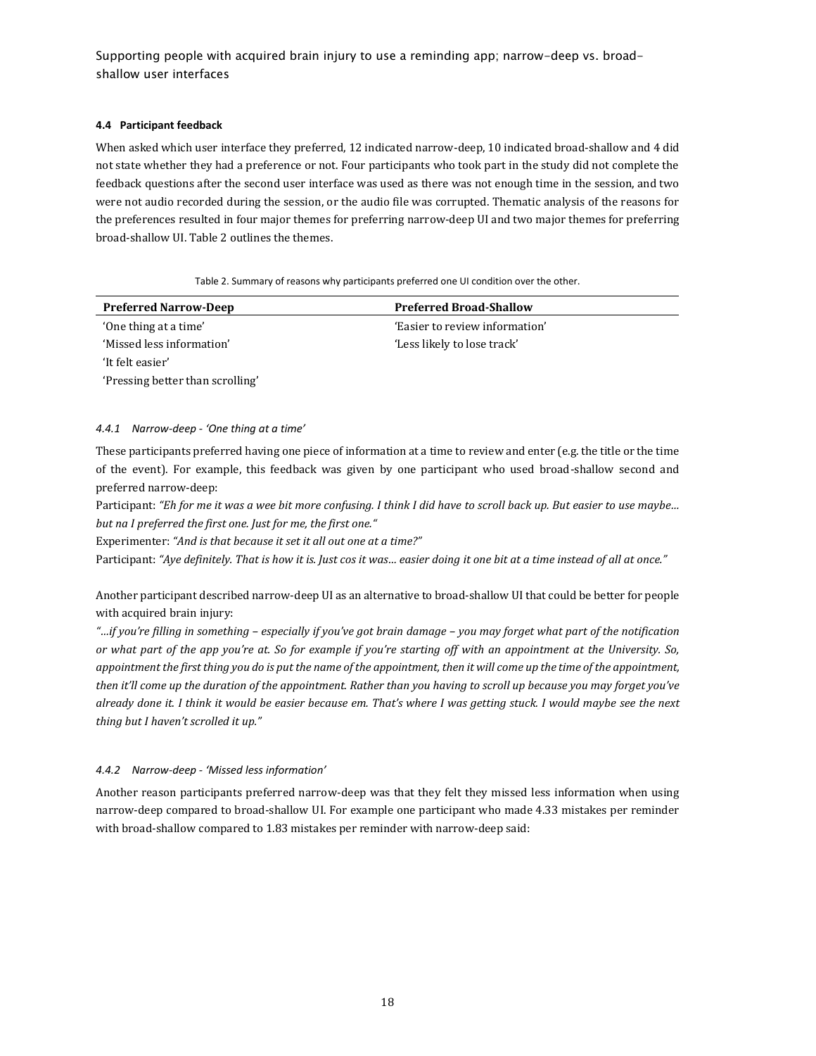#### 4.4 Participant feedback

When asked which user interface they preferred, 12 indicated narrow-deep, 10 indicated broad-shallow and 4 did not state whether they had a preference or not. Four participants who took part in the study did not complete the feedback questions after the second user interface was used as there was not enough time in the session, and two were not audio recorded during the session, or the audio file was corrupted. Thematic analysis of the reasons for the preferences resulted in four major themes for preferring narrow-deep UI and two major themes for preferring broad-shallow UI. Table 2 outlines the themes.

Table 2. Summary of reasons why participants preferred one UI condition over the other.

| Preferred Narrow-Deep | Preferred Broad-Shallow |
| --- | --- |
| 'One thing at a time' | 'Easier to review information' |
| 'Missed less information' | 'Less likely to lose track' |
| 'It felt easier' | |
| 'Pressing better than scrolling' | |

##### 4.4.1 Narrow-deep - 'One thing at a time'

These participants preferred having one piece of information at a time to review and enter (e.g. the title or the time of the event). For example, this feedback was given by one participant who used broad-shallow second and preferred narrow-deep:

Participant: *"Eh for me it was a wee bit more confusing. I think I did have to scroll back up. But easier to use maybe… but na I preferred the first one. Just for me, the first one."*

Experimenter: *"And is that because it set it all out one at a time?"*

Participant: *"Aye definitely. That is how it is. Just cos it was… easier doing it one bit at a time instead of all at once."*

Another participant described narrow-deep UI as an alternative to broad-shallow UI that could be better for people with acquired brain injury:

*"…if you're filling in something – especially if you've got brain damage – you may forget what part of the notification or what part of the app you're at. So for example if you're starting off with an appointment at the University. So, appointment the first thing you do is put the name of the appointment, then it will come up the time of the appointment, then it'll come up the duration of the appointment. Rather than you having to scroll up because you may forget you've already done it. I think it would be easier because em. That's where I was getting stuck. I would maybe see the next thing but I haven't scrolled it up."*

##### 4.4.2 Narrow-deep - 'Missed less information'

Another reason participants preferred narrow-deep was that they felt they missed less information when using narrow-deep compared to broad-shallow UI. For example one participant who made 4.33 mistakes per reminder with broad-shallow compared to 1.83 mistakes per reminder with narrow-deep said: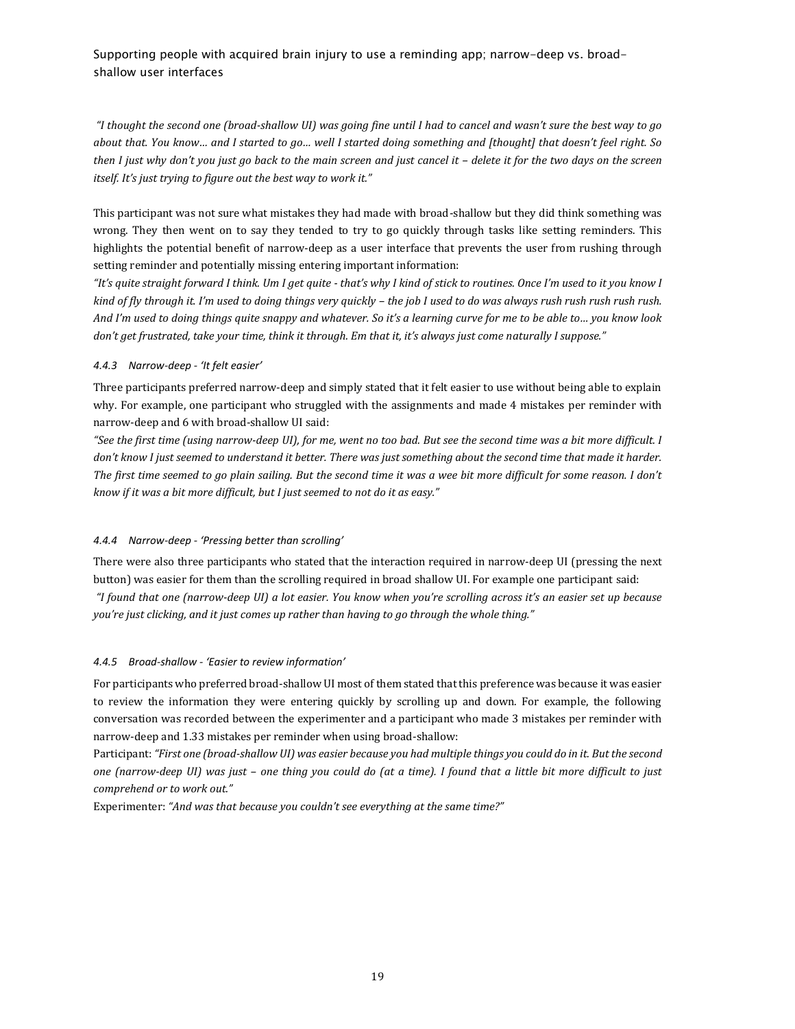*"I thought the second one (broad-shallow UI) was going fine until I had to cancel and wasn't sure the best way to go about that. You know… and I started to go… well I started doing something and [thought] that doesn't feel right. So then I just why don't you just go back to the main screen and just cancel it – delete it for the two days on the screen itself. It's just trying to figure out the best way to work it."*

This participant was not sure what mistakes they had made with broad-shallow but they did think something was wrong. They then went on to say they tended to try to go quickly through tasks like setting reminders. This highlights the potential benefit of narrow-deep as a user interface that prevents the user from rushing through setting reminder and potentially missing entering important information:

*"It's quite straight forward I think. Um I get quite - that's why I kind of stick to routines. Once I'm used to it you know I kind of fly through it. I'm used to doing things very quickly – the job I used to do was always rush rush rush rush rush. And I'm used to doing things quite snappy and whatever. So it's a learning curve for me to be able to… you know look don't get frustrated, take your time, think it through. Em that it, it's always just come naturally I suppose."*

#### *4.4.3 Narrow-deep - 'It felt easier'*

Three participants preferred narrow-deep and simply stated that it felt easier to use without being able to explain why. For example, one participant who struggled with the assignments and made 4 mistakes per reminder with narrow-deep and 6 with broad-shallow UI said:

*"See the first time (using narrow-deep UI), for me, went no too bad. But see the second time was a bit more difficult. I don't know I just seemed to understand it better. There was just something about the second time that made it harder. The first time seemed to go plain sailing. But the second time it was a wee bit more difficult for some reason. I don't know if it was a bit more difficult, but I just seemed to not do it as easy."*

#### *4.4.4 Narrow-deep - 'Pressing better than scrolling'*

There were also three participants who stated that the interaction required in narrow-deep UI (pressing the next button) was easier for them than the scrolling required in broad shallow UI. For example one participant said:

*"I found that one (narrow-deep UI) a lot easier. You know when you're scrolling across it's an easier set up because you're just clicking, and it just comes up rather than having to go through the whole thing."*

#### *4.4.5 Broad-shallow - 'Easier to review information'*

For participants who preferred broad-shallow UI most of them stated that this preference was because it was easier to review the information they were entering quickly by scrolling up and down. For example, the following conversation was recorded between the experimenter and a participant who made 3 mistakes per reminder with narrow-deep and 1.33 mistakes per reminder when using broad-shallow:

Participant: *"First one (broad-shallow UI) was easier because you had multiple things you could do in it. But the second one (narrow-deep UI) was just – one thing you could do (at a time). I found that a little bit more difficult to just comprehend or to work out."*

Experimenter: *"And was that because you couldn't see everything at the same time?"*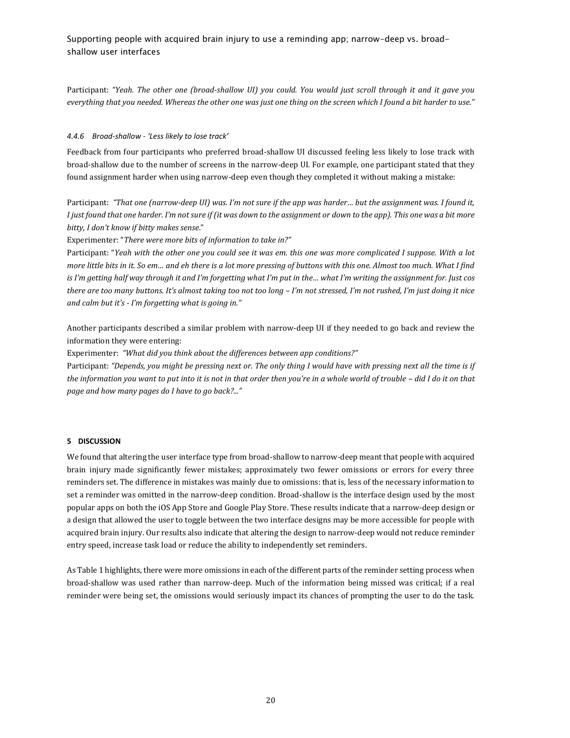Participant: *"Yeah. The other one (broad-shallow UI) you could. You would just scroll through it and it gave you everything that you needed. Whereas the other one was just one thing on the screen which I found a bit harder to use."*

#### *4.4.6 Broad-shallow - 'Less likely to lose track'*

Feedback from four participants who preferred broad-shallow UI discussed feeling less likely to lose track with broad-shallow due to the number of screens in the narrow-deep UI. For example, one participant stated that they found assignment harder when using narrow-deep even though they completed it without making a mistake:

Participant: *"That one (narrow-deep UI) was. I'm not sure if the app was harder… but the assignment was. I found it, I just found that one harder. I'm not sure if (it was down to the assignment or down to the app). This one was a bit more bitty, I don't know if bitty makes sense.*"

Experimenter: "*There were more bits of information to take in?"*

Participant: "*Yeah with the other one you could see it was em. this one was more complicated I suppose. With a lot more little bits in it. So em… and eh there is a lot more pressing of buttons with this one. Almost too much. What I find is I'm getting half way through it and I'm forgetting what I'm put in the… what I'm writing the assignment for. Just cos there are too many buttons. It's almost taking too not too long – I'm not stressed, I'm not rushed, I'm just doing it nice and calm but it's - I'm forgetting what is going in."*

Another participants described a similar problem with narrow-deep UI if they needed to go back and review the information they were entering:

Experimenter: *"What did you think about the differences between app conditions?"*

Participant: *"Depends, you might be pressing next or. The only thing I would have with pressing next all the time is if the information you want to put into it is not in that order then you're in a whole world of trouble – did I do it on that page and how many pages do I have to go back?..."*

## 5 DISCUSSION

We found that altering the user interface type from broad-shallow to narrow-deep meant that people with acquired brain injury made significantly fewer mistakes; approximately two fewer omissions or errors for every three reminders set. The difference in mistakes was mainly due to omissions: that is, less of the necessary information to set a reminder was omitted in the narrow-deep condition. Broad-shallow is the interface design used by the most popular apps on both the iOS App Store and Google Play Store. These results indicate that a narrow-deep design or a design that allowed the user to toggle between the two interface designs may be more accessible for people with acquired brain injury. Our results also indicate that altering the design to narrow-deep would not reduce reminder entry speed, increase task load or reduce the ability to independently set reminders.

As Table 1 highlights, there were more omissions in each of the different parts of the reminder setting process when broad-shallow was used rather than narrow-deep. Much of the information being missed was critical; if a real reminder were being set, the omissions would seriously impact its chances of prompting the user to do the task.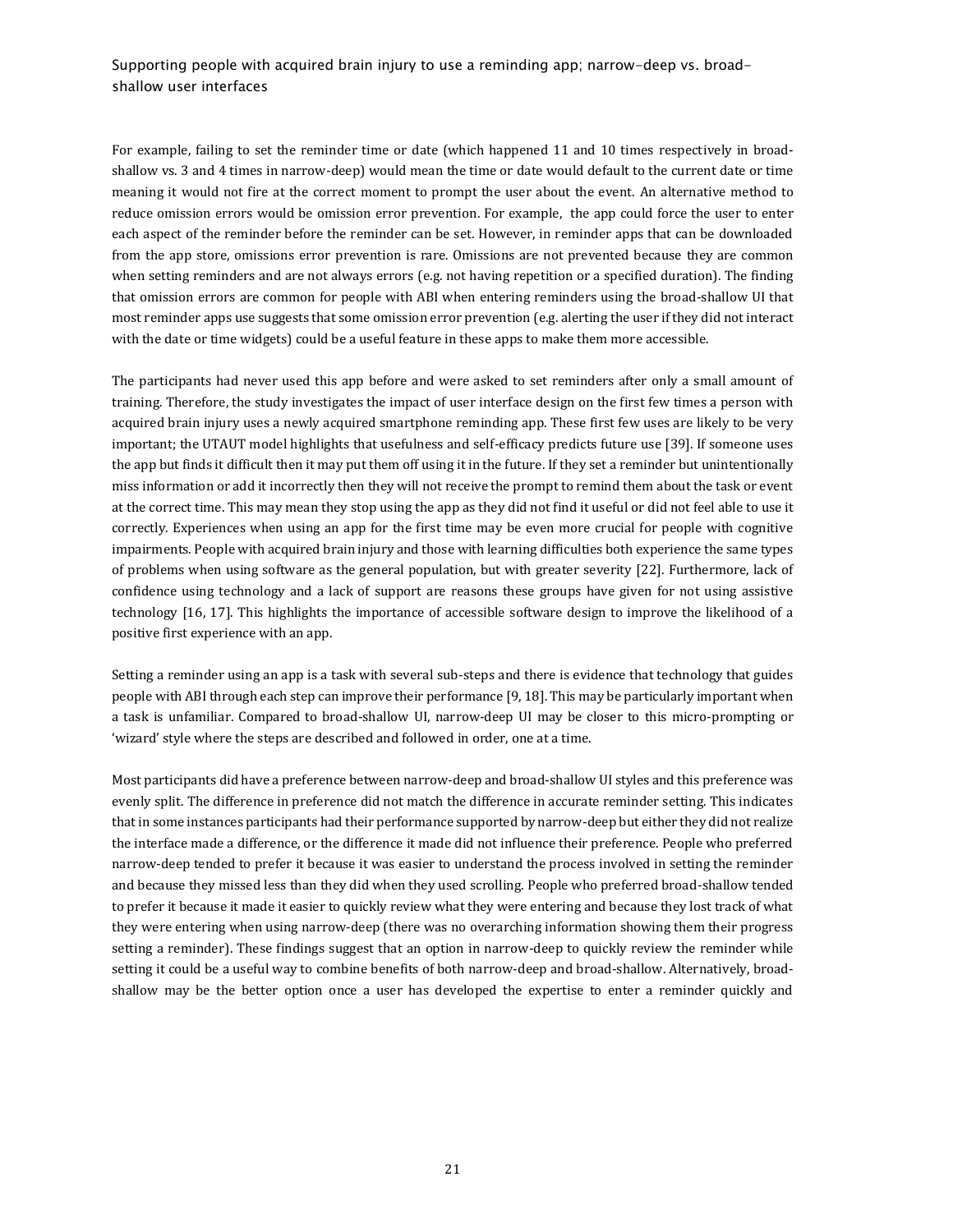For example, failing to set the reminder time or date (which happened 11 and 10 times respectively in broad-shallow vs. 3 and 4 times in narrow-deep) would mean the time or date would default to the current date or time meaning it would not fire at the correct moment to prompt the user about the event. An alternative method to reduce omission errors would be omission error prevention. For example, the app could force the user to enter each aspect of the reminder before the reminder can be set. However, in reminder apps that can be downloaded from the app store, omissions error prevention is rare. Omissions are not prevented because they are common when setting reminders and are not always errors (e.g. not having repetition or a specified duration). The finding that omission errors are common for people with ABI when entering reminders using the broad-shallow UI that most reminder apps use suggests that some omission error prevention (e.g. alerting the user if they did not interact with the date or time widgets) could be a useful feature in these apps to make them more accessible.

The participants had never used this app before and were asked to set reminders after only a small amount of training. Therefore, the study investigates the impact of user interface design on the first few times a person with acquired brain injury uses a newly acquired smartphone reminding app. These first few uses are likely to be very important; the UTAUT model highlights that usefulness and self-efficacy predicts future use [39]. If someone uses the app but finds it difficult then it may put them off using it in the future. If they set a reminder but unintentionally miss information or add it incorrectly then they will not receive the prompt to remind them about the task or event at the correct time. This may mean they stop using the app as they did not find it useful or did not feel able to use it correctly. Experiences when using an app for the first time may be even more crucial for people with cognitive impairments. People with acquired brain injury and those with learning difficulties both experience the same types of problems when using software as the general population, but with greater severity [22]. Furthermore, lack of confidence using technology and a lack of support are reasons these groups have given for not using assistive technology [16, 17]. This highlights the importance of accessible software design to improve the likelihood of a positive first experience with an app.

Setting a reminder using an app is a task with several sub-steps and there is evidence that technology that guides people with ABI through each step can improve their performance [9, 18]. This may be particularly important when a task is unfamiliar. Compared to broad-shallow UI, narrow-deep UI may be closer to this micro-prompting or 'wizard' style where the steps are described and followed in order, one at a time.

Most participants did have a preference between narrow-deep and broad-shallow UI styles and this preference was evenly split. The difference in preference did not match the difference in accurate reminder setting. This indicates that in some instances participants had their performance supported by narrow-deep but either they did not realize the interface made a difference, or the difference it made did not influence their preference. People who preferred narrow-deep tended to prefer it because it was easier to understand the process involved in setting the reminder and because they missed less than they did when they used scrolling. People who preferred broad-shallow tended to prefer it because it made it easier to quickly review what they were entering and because they lost track of what they were entering when using narrow-deep (there was no overarching information showing them their progress setting a reminder). These findings suggest that an option in narrow-deep to quickly review the reminder while setting it could be a useful way to combine benefits of both narrow-deep and broad-shallow. Alternatively, broad-shallow may be the better option once a user has developed the expertise to enter a reminder quickly and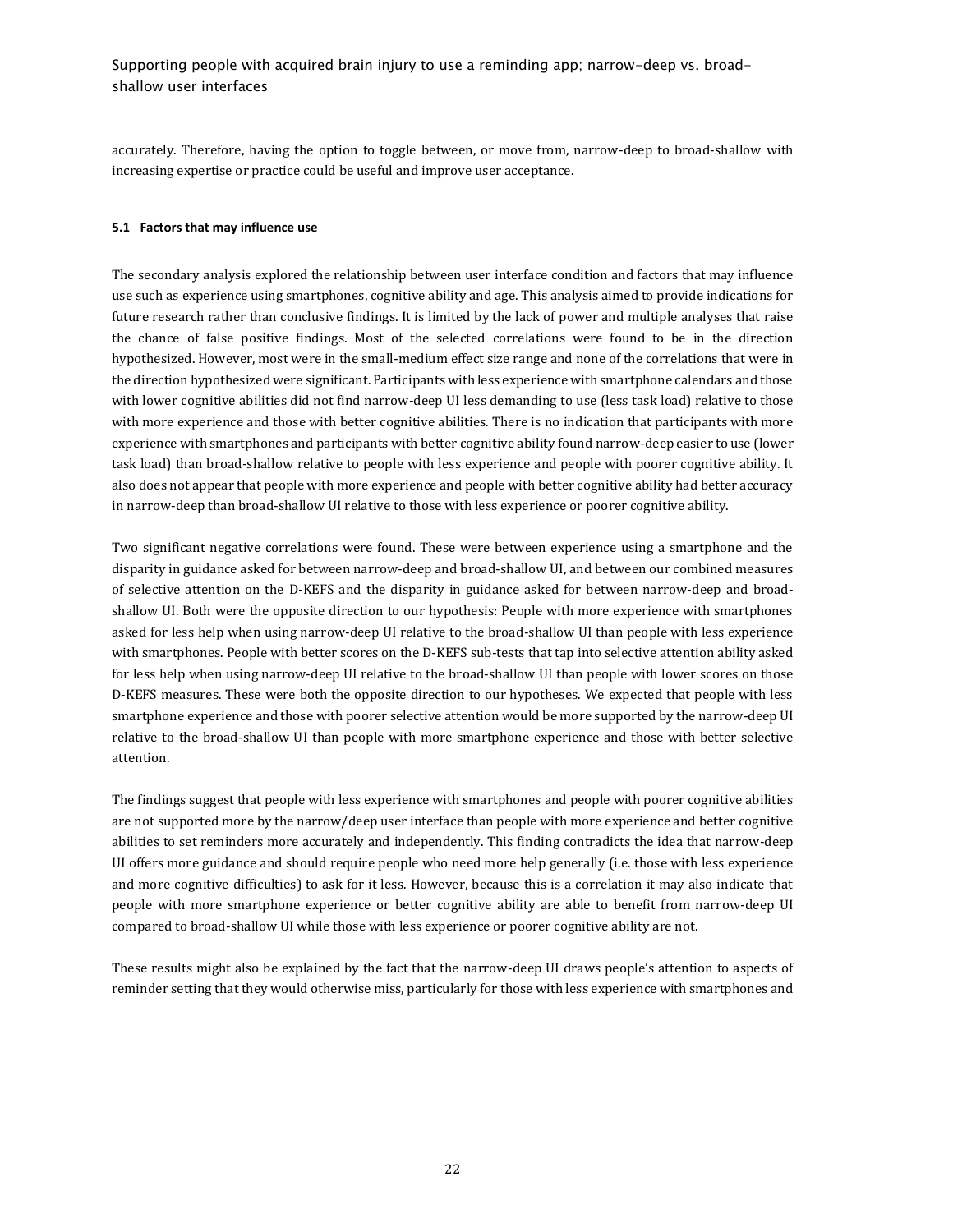accurately. Therefore, having the option to toggle between, or move from, narrow-deep to broad-shallow with increasing expertise or practice could be useful and improve user acceptance.

### 5.1 Factors that may influence use

The secondary analysis explored the relationship between user interface condition and factors that may influence use such as experience using smartphones, cognitive ability and age. This analysis aimed to provide indications for future research rather than conclusive findings. It is limited by the lack of power and multiple analyses that raise the chance of false positive findings. Most of the selected correlations were found to be in the direction hypothesized. However, most were in the small-medium effect size range and none of the correlations that were in the direction hypothesized were significant. Participants with less experience with smartphone calendars and those with lower cognitive abilities did not find narrow-deep UI less demanding to use (less task load) relative to those with more experience and those with better cognitive abilities. There is no indication that participants with more experience with smartphones and participants with better cognitive ability found narrow-deep easier to use (lower task load) than broad-shallow relative to people with less experience and people with poorer cognitive ability. It also does not appear that people with more experience and people with better cognitive ability had better accuracy in narrow-deep than broad-shallow UI relative to those with less experience or poorer cognitive ability.

Two significant negative correlations were found. These were between experience using a smartphone and the disparity in guidance asked for between narrow-deep and broad-shallow UI, and between our combined measures of selective attention on the D-KEFS and the disparity in guidance asked for between narrow-deep and broad-shallow UI. Both were the opposite direction to our hypothesis: People with more experience with smartphones asked for less help when using narrow-deep UI relative to the broad-shallow UI than people with less experience with smartphones. People with better scores on the D-KEFS sub-tests that tap into selective attention ability asked for less help when using narrow-deep UI relative to the broad-shallow UI than people with lower scores on those D-KEFS measures. These were both the opposite direction to our hypotheses. We expected that people with less smartphone experience and those with poorer selective attention would be more supported by the narrow-deep UI relative to the broad-shallow UI than people with more smartphone experience and those with better selective attention.

The findings suggest that people with less experience with smartphones and people with poorer cognitive abilities are not supported more by the narrow/deep user interface than people with more experience and better cognitive abilities to set reminders more accurately and independently. This finding contradicts the idea that narrow-deep UI offers more guidance and should require people who need more help generally (i.e. those with less experience and more cognitive difficulties) to ask for it less. However, because this is a correlation it may also indicate that people with more smartphone experience or better cognitive ability are able to benefit from narrow-deep UI compared to broad-shallow UI while those with less experience or poorer cognitive ability are not.

These results might also be explained by the fact that the narrow-deep UI draws people's attention to aspects of reminder setting that they would otherwise miss, particularly for those with less experience with smartphones and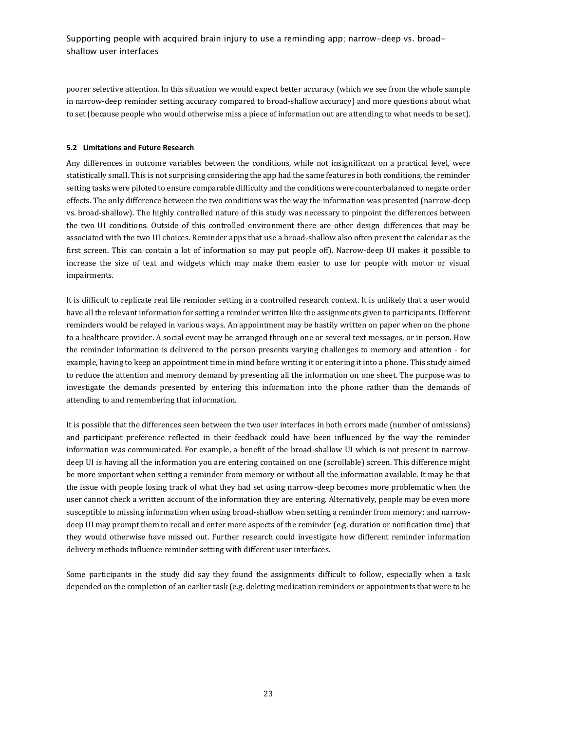poorer selective attention. In this situation we would expect better accuracy (which we see from the whole sample in narrow-deep reminder setting accuracy compared to broad-shallow accuracy) and more questions about what to set (because people who would otherwise miss a piece of information out are attending to what needs to be set).

### 5.2 Limitations and Future Research

Any differences in outcome variables between the conditions, while not insignificant on a practical level, were statistically small. This is not surprising considering the app had the same features in both conditions, the reminder setting tasks were piloted to ensure comparable difficulty and the conditions were counterbalanced to negate order effects. The only difference between the two conditions was the way the information was presented (narrow-deep vs. broad-shallow). The highly controlled nature of this study was necessary to pinpoint the differences between the two UI conditions. Outside of this controlled environment there are other design differences that may be associated with the two UI choices. Reminder apps that use a broad-shallow also often present the calendar as the first screen. This can contain a lot of information so may put people off). Narrow-deep UI makes it possible to increase the size of text and widgets which may make them easier to use for people with motor or visual impairments.

It is difficult to replicate real life reminder setting in a controlled research context. It is unlikely that a user would have all the relevant information for setting a reminder written like the assignments given to participants. Different reminders would be relayed in various ways. An appointment may be hastily written on paper when on the phone to a healthcare provider. A social event may be arranged through one or several text messages, or in person. How the reminder information is delivered to the person presents varying challenges to memory and attention - for example, having to keep an appointment time in mind before writing it or entering it into a phone. This study aimed to reduce the attention and memory demand by presenting all the information on one sheet. The purpose was to investigate the demands presented by entering this information into the phone rather than the demands of attending to and remembering that information.

It is possible that the differences seen between the two user interfaces in both errors made (number of omissions) and participant preference reflected in their feedback could have been influenced by the way the reminder information was communicated. For example, a benefit of the broad-shallow UI which is not present in narrow-deep UI is having all the information you are entering contained on one (scrollable) screen. This difference might be more important when setting a reminder from memory or without all the information available. It may be that the issue with people losing track of what they had set using narrow-deep becomes more problematic when the user cannot check a written account of the information they are entering. Alternatively, people may be even more susceptible to missing information when using broad-shallow when setting a reminder from memory; and narrow-deep UI may prompt them to recall and enter more aspects of the reminder (e.g. duration or notification time) that they would otherwise have missed out. Further research could investigate how different reminder information delivery methods influence reminder setting with different user interfaces.

Some participants in the study did say they found the assignments difficult to follow, especially when a task depended on the completion of an earlier task (e.g. deleting medication reminders or appointments that were to be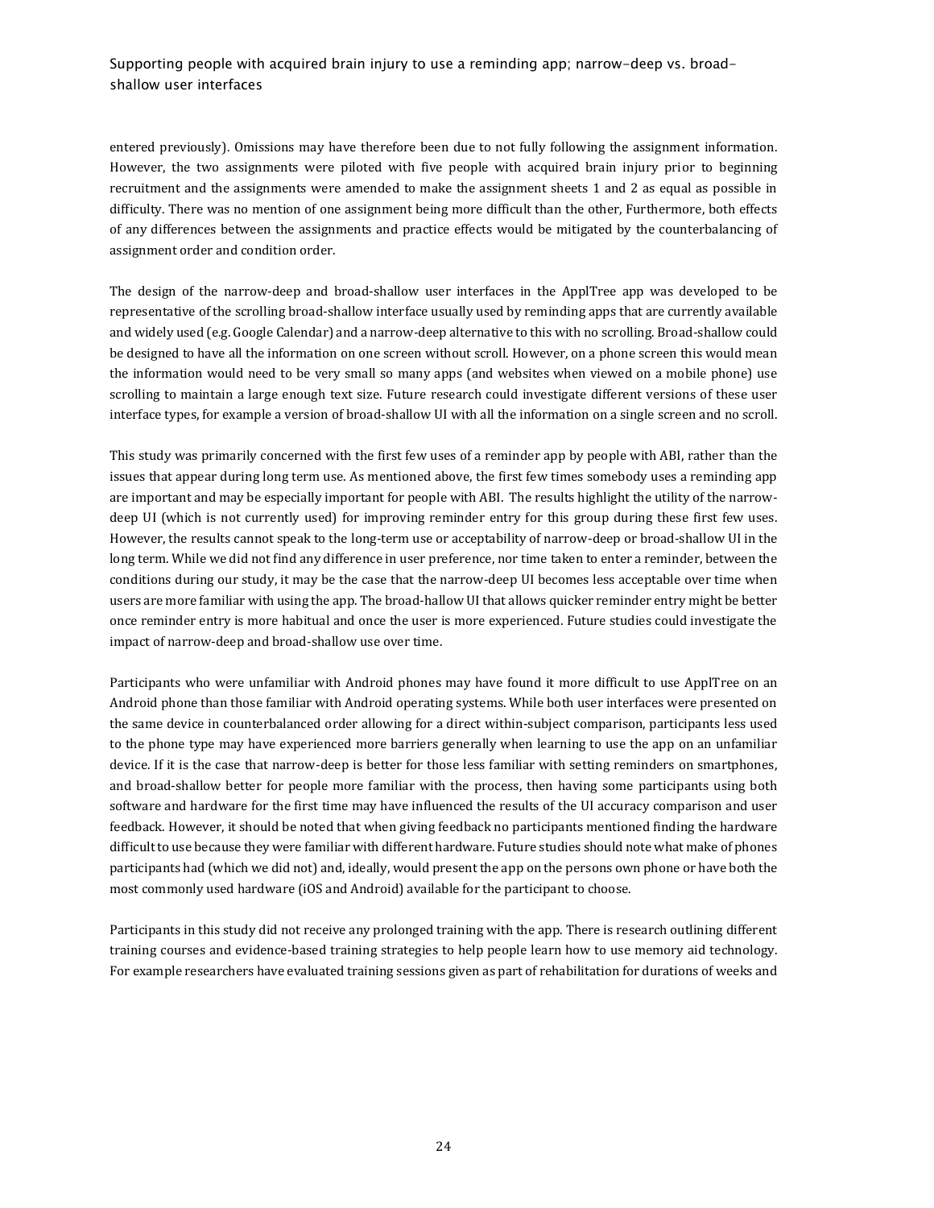entered previously). Omissions may have therefore been due to not fully following the assignment information. However, the two assignments were piloted with five people with acquired brain injury prior to beginning recruitment and the assignments were amended to make the assignment sheets 1 and 2 as equal as possible in difficulty. There was no mention of one assignment being more difficult than the other, Furthermore, both effects of any differences between the assignments and practice effects would be mitigated by the counterbalancing of assignment order and condition order.

The design of the narrow-deep and broad-shallow user interfaces in the ApplTree app was developed to be representative of the scrolling broad-shallow interface usually used by reminding apps that are currently available and widely used (e.g. Google Calendar) and a narrow-deep alternative to this with no scrolling. Broad-shallow could be designed to have all the information on one screen without scroll. However, on a phone screen this would mean the information would need to be very small so many apps (and websites when viewed on a mobile phone) use scrolling to maintain a large enough text size. Future research could investigate different versions of these user interface types, for example a version of broad-shallow UI with all the information on a single screen and no scroll.

This study was primarily concerned with the first few uses of a reminder app by people with ABI, rather than the issues that appear during long term use. As mentioned above, the first few times somebody uses a reminding app are important and may be especially important for people with ABI. The results highlight the utility of the narrow-deep UI (which is not currently used) for improving reminder entry for this group during these first few uses. However, the results cannot speak to the long-term use or acceptability of narrow-deep or broad-shallow UI in the long term. While we did not find any difference in user preference, nor time taken to enter a reminder, between the conditions during our study, it may be the case that the narrow-deep UI becomes less acceptable over time when users are more familiar with using the app. The broad-hallow UI that allows quicker reminder entry might be better once reminder entry is more habitual and once the user is more experienced. Future studies could investigate the impact of narrow-deep and broad-shallow use over time.

Participants who were unfamiliar with Android phones may have found it more difficult to use ApplTree on an Android phone than those familiar with Android operating systems. While both user interfaces were presented on the same device in counterbalanced order allowing for a direct within-subject comparison, participants less used to the phone type may have experienced more barriers generally when learning to use the app on an unfamiliar device. If it is the case that narrow-deep is better for those less familiar with setting reminders on smartphones, and broad-shallow better for people more familiar with the process, then having some participants using both software and hardware for the first time may have influenced the results of the UI accuracy comparison and user feedback. However, it should be noted that when giving feedback no participants mentioned finding the hardware difficult to use because they were familiar with different hardware. Future studies should note what make of phones participants had (which we did not) and, ideally, would present the app on the persons own phone or have both the most commonly used hardware (iOS and Android) available for the participant to choose.

Participants in this study did not receive any prolonged training with the app. There is research outlining different training courses and evidence-based training strategies to help people learn how to use memory aid technology. For example researchers have evaluated training sessions given as part of rehabilitation for durations of weeks and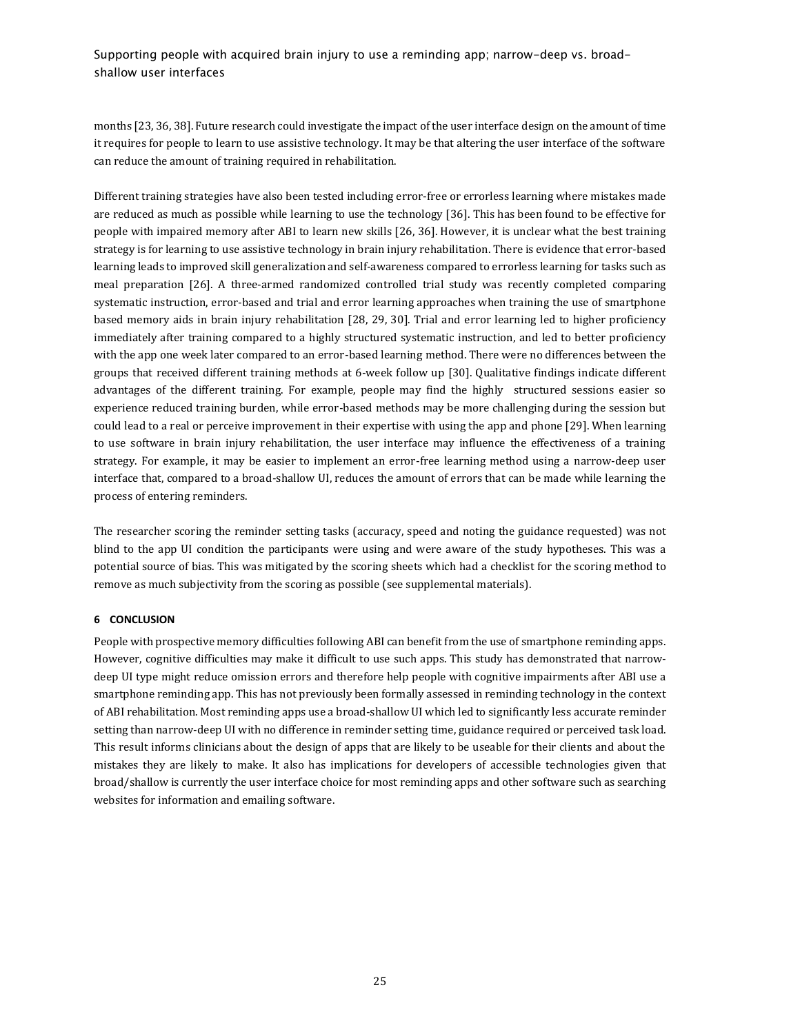months [23, 36, 38]. Future research could investigate the impact of the user interface design on the amount of time it requires for people to learn to use assistive technology. It may be that altering the user interface of the software can reduce the amount of training required in rehabilitation.

Different training strategies have also been tested including error-free or errorless learning where mistakes made are reduced as much as possible while learning to use the technology [36]. This has been found to be effective for people with impaired memory after ABI to learn new skills [26, 36]. However, it is unclear what the best training strategy is for learning to use assistive technology in brain injury rehabilitation. There is evidence that error-based learning leads to improved skill generalization and self-awareness compared to errorless learning for tasks such as meal preparation [26]. A three-armed randomized controlled trial study was recently completed comparing systematic instruction, error-based and trial and error learning approaches when training the use of smartphone based memory aids in brain injury rehabilitation [28, 29, 30]. Trial and error learning led to higher proficiency immediately after training compared to a highly structured systematic instruction, and led to better proficiency with the app one week later compared to an error-based learning method. There were no differences between the groups that received different training methods at 6-week follow up [30]. Qualitative findings indicate different advantages of the different training. For example, people may find the highly structured sessions easier so experience reduced training burden, while error-based methods may be more challenging during the session but could lead to a real or perceive improvement in their expertise with using the app and phone [29]. When learning to use software in brain injury rehabilitation, the user interface may influence the effectiveness of a training strategy. For example, it may be easier to implement an error-free learning method using a narrow-deep user interface that, compared to a broad-shallow UI, reduces the amount of errors that can be made while learning the process of entering reminders.

The researcher scoring the reminder setting tasks (accuracy, speed and noting the guidance requested) was not blind to the app UI condition the participants were using and were aware of the study hypotheses. This was a potential source of bias. This was mitigated by the scoring sheets which had a checklist for the scoring method to remove as much subjectivity from the scoring as possible (see supplemental materials).

## 6 CONCLUSION

People with prospective memory difficulties following ABI can benefit from the use of smartphone reminding apps. However, cognitive difficulties may make it difficult to use such apps. This study has demonstrated that narrow-deep UI type might reduce omission errors and therefore help people with cognitive impairments after ABI use a smartphone reminding app. This has not previously been formally assessed in reminding technology in the context of ABI rehabilitation. Most reminding apps use a broad-shallow UI which led to significantly less accurate reminder setting than narrow-deep UI with no difference in reminder setting time, guidance required or perceived task load. This result informs clinicians about the design of apps that are likely to be useable for their clients and about the mistakes they are likely to make. It also has implications for developers of accessible technologies given that broad/shallow is currently the user interface choice for most reminding apps and other software such as searching websites for information and emailing software.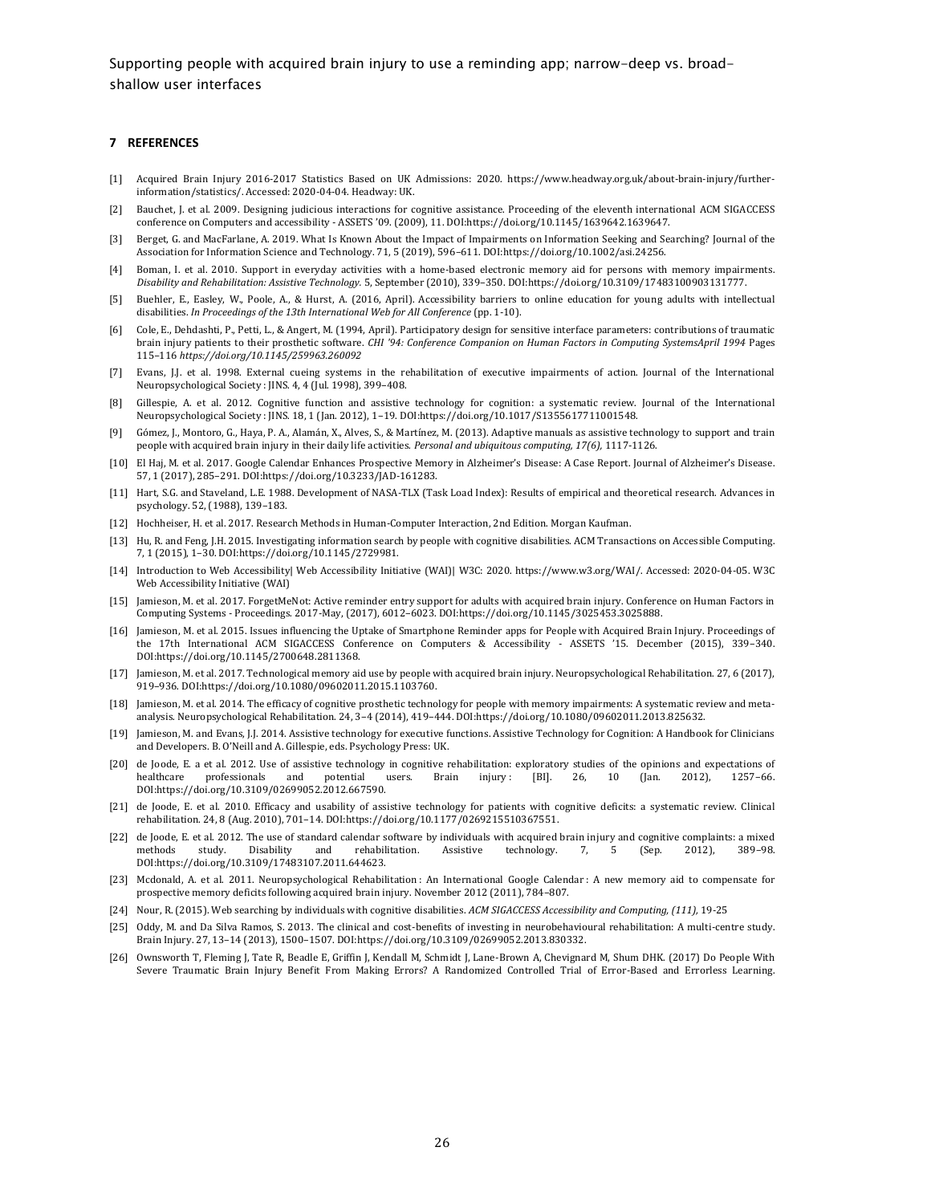## 7 REFERENCES

[1] Acquired Brain Injury 2016-2017 Statistics Based on UK Admissions: 2020. https://www.headway.org.uk/about-brain-injury/further-information/statistics/. Accessed: 2020-04-04. Headway: UK.

[2] Bauchet, J. et al. 2009. Designing judicious interactions for cognitive assistance. Proceeding of the eleventh international ACM SIGACCESS conference on Computers and accessibility - ASSETS '09. (2009), 11. DOI:https://doi.org/10.1145/1639642.1639647.

[3] Berget, G. and MacFarlane, A. 2019. What Is Known About the Impact of Impairments on Information Seeking and Searching? Journal of the Association for Information Science and Technology. 71, 5 (2019), 596–611. DOI:https://doi.org/10.1002/asi.24256.

[4] Boman, I. et al. 2010. Support in everyday activities with a home-based electronic memory aid for persons with memory impairments. *Disability and Rehabilitation: Assistive Technology.* 5, September (2010), 339–350. DOI:https://doi.org/10.3109/17483100903131777.

[5] Buehler, E., Easley, W., Poole, A., & Hurst, A. (2016, April). Accessibility barriers to online education for young adults with intellectual disabilities. *In Proceedings of the 13th International Web for All Conference* (pp. 1-10).

[6] Cole, E., Dehdashti, P., Petti, L., & Angert, M. (1994, April). Participatory design for sensitive interface parameters: contributions of traumatic brain injury patients to their prosthetic software. *CHI '94: Conference Companion on Human Factors in Computing SystemsApril 1994* Pages 115–116 *https://doi.org/10.1145/259963.260092*

[7] Evans, J.J. et al. 1998. External cueing systems in the rehabilitation of executive impairments of action. Journal of the International Neuropsychological Society : JINS. 4, 4 (Jul. 1998), 399–408.

[8] Gillespie, A. et al. 2012. Cognitive function and assistive technology for cognition: a systematic review. Journal of the International Neuropsychological Society : JINS. 18, 1 (Jan. 2012), 1–19. DOI:https://doi.org/10.1017/S1355617711001548.

[9] Gómez, J., Montoro, G., Haya, P. A., Alamán, X., Alves, S., & Martínez, M. (2013). Adaptive manuals as assistive technology to support and train people with acquired brain injury in their daily life activities. *Personal and ubiquitous computing, 17(6),* 1117-1126.

[10] El Haj, M. et al. 2017. Google Calendar Enhances Prospective Memory in Alzheimer's Disease: A Case Report. Journal of Alzheimer's Disease. 57, 1 (2017), 285–291. DOI:https://doi.org/10.3233/JAD-161283.

[11] Hart, S.G. and Staveland, L.E. 1988. Development of NASA-TLX (Task Load Index): Results of empirical and theoretical research. Advances in psychology. 52, (1988), 139–183.

[12] Hochheiser, H. et al. 2017. Research Methods in Human-Computer Interaction, 2nd Edition. Morgan Kaufman.

[13] Hu, R. and Feng, J.H. 2015. Investigating information search by people with cognitive disabilities. ACM Transactions on Accessible Computing. 7, 1 (2015), 1–30. DOI:https://doi.org/10.1145/2729981.

[14] Introduction to Web Accessibility| Web Accessibility Initiative (WAI)| W3C: 2020. https://www.w3.org/WAI/. Accessed: 2020-04-05. W3C Web Accessibility Initiative (WAI)

[15] Jamieson, M. et al. 2017. ForgetMeNot: Active reminder entry support for adults with acquired brain injury. Conference on Human Factors in Computing Systems - Proceedings. 2017-May, (2017), 6012–6023. DOI:https://doi.org/10.1145/3025453.3025888.

[16] Jamieson, M. et al. 2015. Issues influencing the Uptake of Smartphone Reminder apps for People with Acquired Brain Injury. Proceedings of the 17th International ACM SIGACCESS Conference on Computers & Accessibility - ASSETS '15. December (2015), 339–340. DOI:https://doi.org/10.1145/2700648.2811368.

[17] Jamieson, M. et al. 2017. Technological memory aid use by people with acquired brain injury. Neuropsychological Rehabilitation. 27, 6 (2017), 919–936. DOI:https://doi.org/10.1080/09602011.2015.1103760.

[18] Jamieson, M. et al. 2014. The efficacy of cognitive prosthetic technology for people with memory impairments: A systematic review and meta-analysis. Neuropsychological Rehabilitation. 24, 3–4 (2014), 419–444. DOI:https://doi.org/10.1080/09602011.2013.825632.

[19] Jamieson, M. and Evans, J.J. 2014. Assistive technology for executive functions. Assistive Technology for Cognition: A Handbook for Clinicians and Developers. B. O'Neill and A. Gillespie, eds. Psychology Press: UK.

[20] de Joode, E. a et al. 2012. Use of assistive technology in cognitive rehabilitation: exploratory studies of the opinions and expectations of healthcare professionals and potential users. Brain injury : [BI]. 26, 10 (Jan. 2012), 1257–66. DOI:https://doi.org/10.3109/02699052.2012.667590.

[21] de Joode, E. et al. 2010. Efficacy and usability of assistive technology for patients with cognitive deficits: a systematic review. Clinical rehabilitation. 24, 8 (Aug. 2010), 701–14. DOI:https://doi.org/10.1177/0269215510367551.

[22] de Joode, E. et al. 2012. The use of standard calendar software by individuals with acquired brain injury and cognitive complaints: a mixed methods study. Disability and rehabilitation. Assistive technology. 7, 5 (Sep. 2012), 389–98. DOI:https://doi.org/10.3109/17483107.2011.644623.

[23] Mcdonald, A. et al. 2011. Neuropsychological Rehabilitation : An International Google Calendar : A new memory aid to compensate for prospective memory deficits following acquired brain injury. November 2012 (2011), 784–807.

[24] Nour, R. (2015). Web searching by individuals with cognitive disabilities. *ACM SIGACCESS Accessibility and Computing, (111),* 19-25

[25] Oddy, M. and Da Silva Ramos, S. 2013. The clinical and cost-benefits of investing in neurobehavioural rehabilitation: A multi-centre study. Brain Injury. 27, 13–14 (2013), 1500–1507. DOI:https://doi.org/10.3109/02699052.2013.830332.

[26] Ownsworth T, Fleming J, Tate R, Beadle E, Griffin J, Kendall M, Schmidt J, Lane-Brown A, Chevignard M, Shum DHK. (2017) Do People With Severe Traumatic Brain Injury Benefit From Making Errors? A Randomized Controlled Trial of Error-Based and Errorless Learning.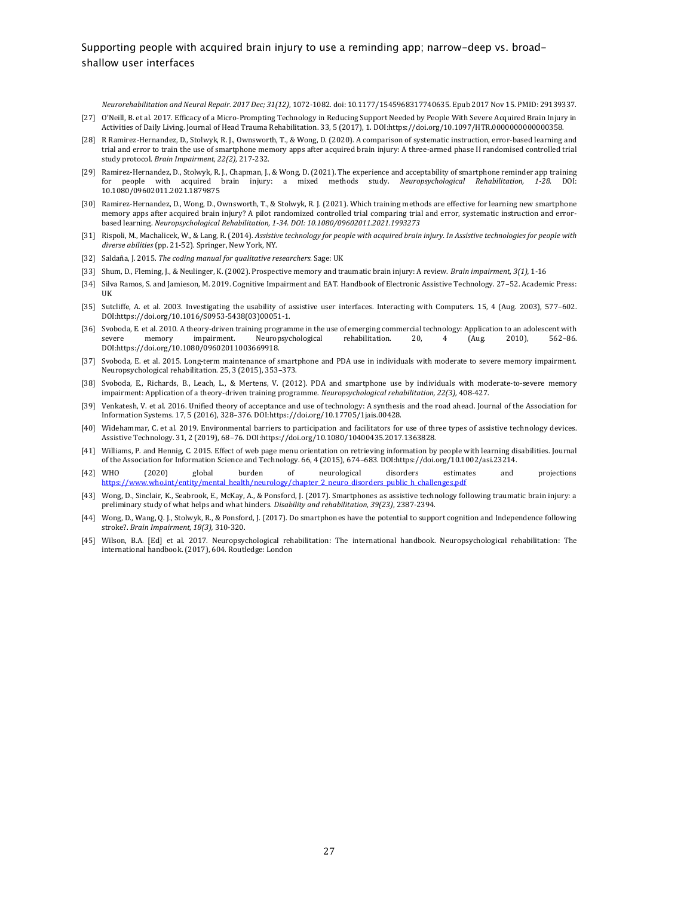*Neurorehabilitation and Neural Repair. 2017 Dec; 31(12)*, 1072-1082. doi: 10.1177/1545968317740635. Epub 2017 Nov 15. PMID: 29139337.

[27] O'Neill, B. et al. 2017. Efficacy of a Micro-Prompting Technology in Reducing Support Needed by People With Severe Acquired Brain Injury in Activities of Daily Living. Journal of Head Trauma Rehabilitation. 33, 5 (2017), 1. DOI:https://doi.org/10.1097/HTR.0000000000000358.

[28] R Ramirez-Hernandez, D., Stolwyk, R. J., Ownsworth, T., & Wong, D. (2020). A comparison of systematic instruction, error-based learning and trial and error to train the use of smartphone memory apps after acquired brain injury: A three-armed phase II randomised controlled trial study protocol. *Brain Impairment, 22(2),* 217-232.

[29] Ramirez-Hernandez, D., Stolwyk, R. J., Chapman, J., & Wong, D. (2021). The experience and acceptability of smartphone reminder app training for people with acquired brain injury: a mixed methods study. *Neuropsychological Rehabilitation, 1-28.* DOI: 10.1080/09602011.2021.1879875

[30] Ramirez-Hernandez, D., Wong, D., Ownsworth, T., & Stolwyk, R. J. (2021). Which training methods are effective for learning new smartphone memory apps after acquired brain injury? A pilot randomized controlled trial comparing trial and error, systematic instruction and error-based learning. *Neuropsychological Rehabilitation, 1-34. DOI: 10.1080/09602011.2021.1993273*

[31] Rispoli, M., Machalicek, W., & Lang, R. (2014). *Assistive technology for people with acquired brain injury. In Assistive technologies for people with diverse abilities* (pp. 21-52). Springer, New York, NY.

[32] Saldaña, J. 2015. *The coding manual for qualitative researchers.* Sage: UK

[33] Shum, D., Fleming, J., & Neulinger, K. (2002). Prospective memory and traumatic brain injury: A review. *Brain impairment, 3(1),* 1-16

[34] Silva Ramos, S. and Jamieson, M. 2019. Cognitive Impairment and EAT. Handbook of Electronic Assistive Technology. 27–52. Academic Press: UK

[35] Sutcliffe, A. et al. 2003. Investigating the usability of assistive user interfaces. Interacting with Computers. 15, 4 (Aug. 2003), 577–602. DOI:https://doi.org/10.1016/S0953-5438(03)00051-1.

[36] Svoboda, E. et al. 2010. A theory-driven training programme in the use of emerging commercial technology: Application to an adolescent with severe memory impairment. Neuropsychological rehabilitation. 20, 4 (Aug. 2010), 562–86. DOI:https://doi.org/10.1080/09602011003669918.

[37] Svoboda, E. et al. 2015. Long-term maintenance of smartphone and PDA use in individuals with moderate to severe memory impairment. Neuropsychological rehabilitation. 25, 3 (2015), 353–373.

[38] Svoboda, E., Richards, B., Leach, L., & Mertens, V. (2012). PDA and smartphone use by individuals with moderate-to-severe memory impairment: Application of a theory-driven training programme. *Neuropsychological rehabilitation, 22(3),* 408-427.

[39] Venkatesh, V. et al. 2016. Unified theory of acceptance and use of technology: A synthesis and the road ahead. Journal of the Association for Information Systems. 17, 5 (2016), 328–376. DOI:https://doi.org/10.17705/1jais.00428.

[40] Widehammar, C. et al. 2019. Environmental barriers to participation and facilitators for use of three types of assistive technology devices. Assistive Technology. 31, 2 (2019), 68–76. DOI:https://doi.org/10.1080/10400435.2017.1363828.

[41] Williams, P. and Hennig, C. 2015. Effect of web page menu orientation on retrieving information by people with learning disabilities. Journal of the Association for Information Science and Technology. 66, 4 (2015), 674–683. DOI:https://doi.org/10.1002/asi.23214.

[42] WHO (2020) global burden of neurological disorders estimates and projections https://www.who.int/entity/mental_health/neurology/chapter_2_neuro_disorders_public_h_challenges.pdf

[43] Wong, D., Sinclair, K., Seabrook, E., McKay, A., & Ponsford, J. (2017). Smartphones as assistive technology following traumatic brain injury: a preliminary study of what helps and what hinders. *Disability and rehabilitation, 39(23)*, 2387-2394.

[44] Wong, D., Wang, Q. J., Stolwyk, R., & Ponsford, J. (2017). Do smartphones have the potential to support cognition and Independence following stroke?. *Brain Impairment, 18(3),* 310-320.

[45] Wilson, B.A. [Ed] et al. 2017. Neuropsychological rehabilitation: The international handbook. Neuropsychological rehabilitation: The international handbook. (2017), 604. Routledge: London